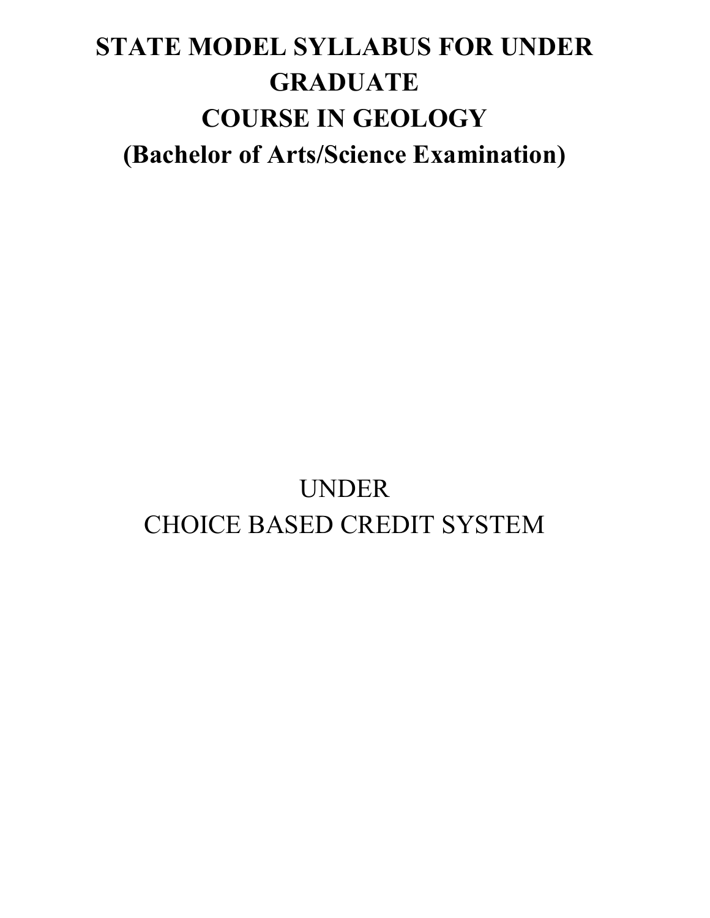# STATE MODEL SYLLABUS FOR UNDER GRADUATE COURSE IN GEOLOGY

## (Bachelor of Arts/Science Examination)

UNDER

CHOICE BASED CREDIT SYSTEM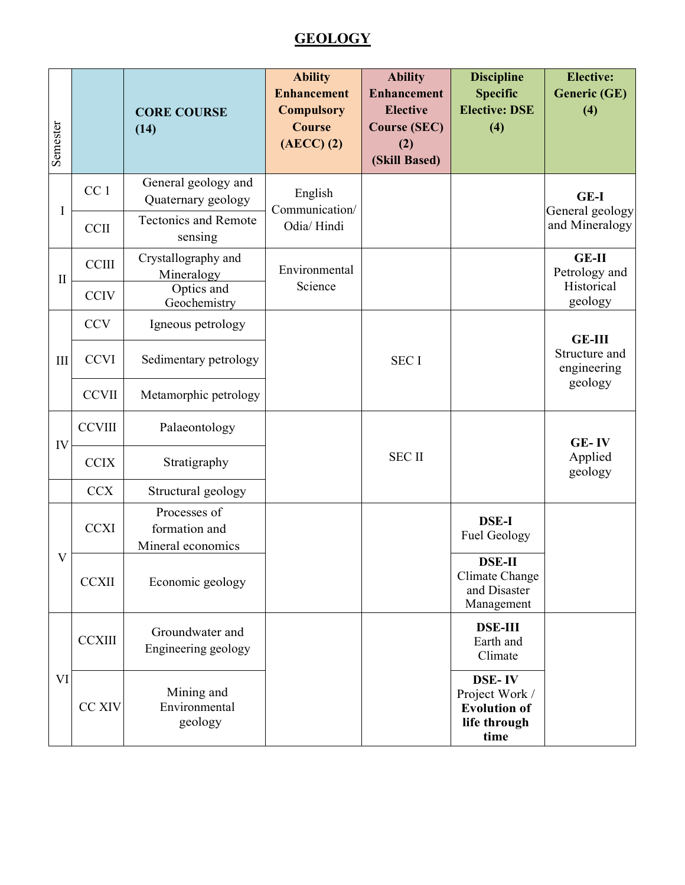# GEOLOGY

| Semester | | CORE COURSE (14) | Ability Enhancement Compulsory Course (AECC) (2) | Ability Enhancement Elective Course (SEC) (2) (Skill Based) | Discipline Specific Elective: DSE (4) | Elective: Generic (GE) (4) |
|---|---|---|---|---|---|---|
| I | CC 1 | General geology and Quaternary geology | English Communication/ Odia/ Hindi | | | **GE-I** General geology and Mineralogy |
| | CCII | Tectonics and Remote sensing | | | | |
| II | CCIII | Crystallography and Mineralogy | Environmental Science | | | **GE-II** Petrology and Historical geology |
| | CCIV | Optics and Geochemistry | | | | |
| III | CCV | Igneous petrology | | SEC I | | **GE-III** Structure and engineering geology |
| | CCVI | Sedimentary petrology | | | | |
| | CCVII | Metamorphic petrology | | | | |
| IV | CCVIII | Palaeontology | | SEC II | | **GE- IV** Applied geology |
| | CCIX | Stratigraphy | | | | |
| | CCX | Structural geology | | | | |
| V | CCXI | Processes of formation and Mineral economics | | | **DSE-I** Fuel Geology | |
| | CCXII | Economic geology | | | **DSE-II** Climate Change and Disaster Management | |
| VI | CCXIII | Groundwater and Engineering geology | | | **DSE-III** Earth and Climate | |
| | CC XIV | Mining and Environmental geology | | | **DSE- IV** Project Work / **Evolution of life through time** | |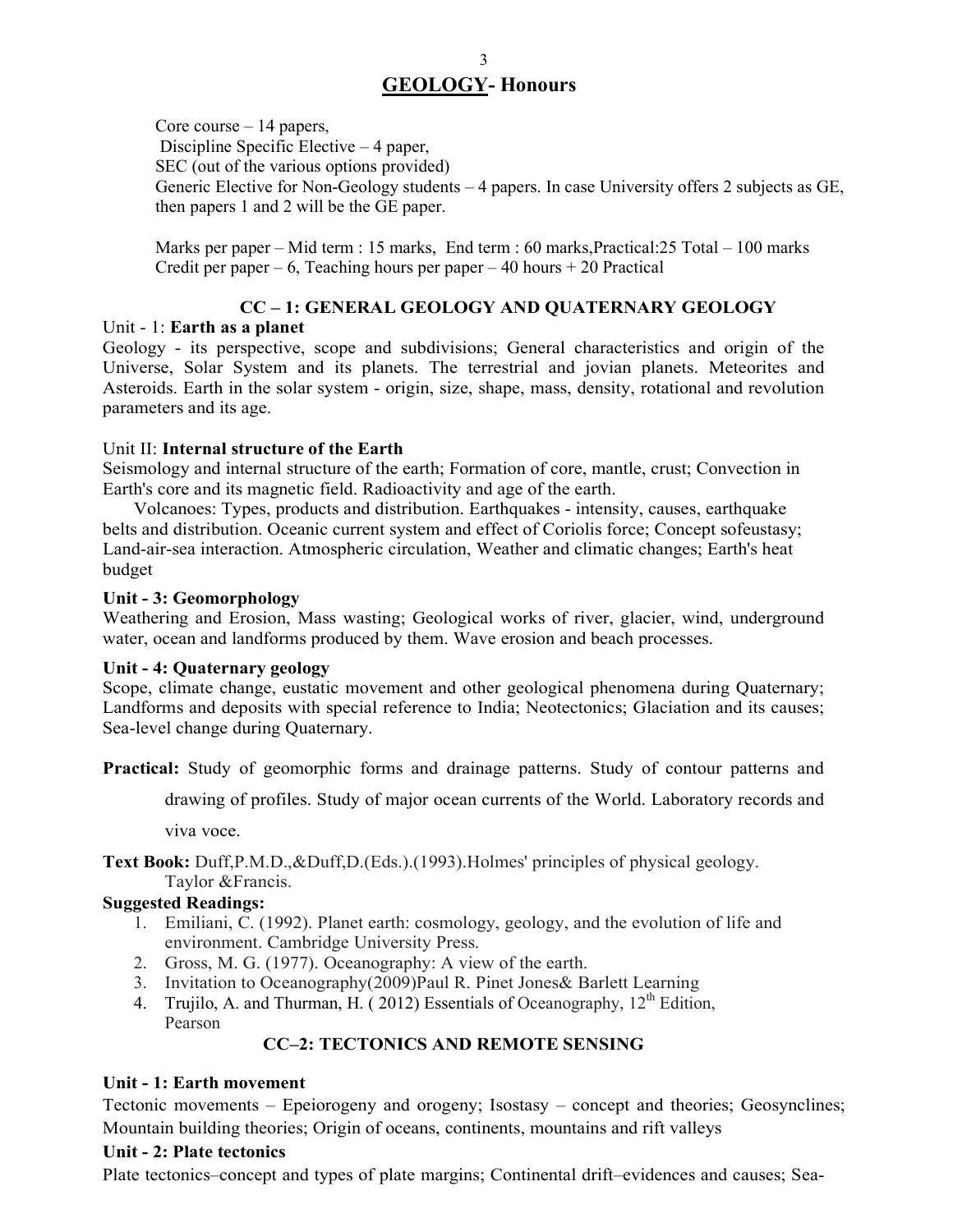# GEOLOGY- Honours

Core course – 14 papers,
Discipline Specific Elective – 4 paper,
SEC (out of the various options provided)
Generic Elective for Non-Geology students – 4 papers. In case University offers 2 subjects as GE, then papers 1 and 2 will be the GE paper.

Marks per paper – Mid term : 15 marks, End term : 60 marks,Practical:25 Total – 100 marks
Credit per paper – 6, Teaching hours per paper – 40 hours + 20 Practical

## CC – 1: GENERAL GEOLOGY AND QUATERNARY GEOLOGY

Unit - 1: **Earth as a planet**

Geology - its perspective, scope and subdivisions; General characteristics and origin of the Universe, Solar System and its planets. The terrestrial and jovian planets. Meteorites and Asteroids. Earth in the solar system - origin, size, shape, mass, density, rotational and revolution parameters and its age.

Unit II: **Internal structure of the Earth**

Seismology and internal structure of the earth; Formation of core, mantle, crust; Convection in Earth's core and its magnetic field. Radioactivity and age of the earth.

Volcanoes: Types, products and distribution. Earthquakes - intensity, causes, earthquake belts and distribution. Oceanic current system and effect of Coriolis force; Concept sofeustasy; Land-air-sea interaction. Atmospheric circulation, Weather and climatic changes; Earth's heat budget

**Unit - 3: Geomorphology**

Weathering and Erosion, Mass wasting; Geological works of river, glacier, wind, underground water, ocean and landforms produced by them. Wave erosion and beach processes.

**Unit - 4: Quaternary geology**

Scope, climate change, eustatic movement and other geological phenomena during Quaternary; Landforms and deposits with special reference to India; Neotectonics; Glaciation and its causes; Sea-level change during Quaternary.

**Practical:** Study of geomorphic forms and drainage patterns. Study of contour patterns and drawing of profiles. Study of major ocean currents of the World. Laboratory records and viva voce.

**Text Book:** Duff,P.M.D.,&Duff,D.(Eds.).(1993).Holmes' principles of physical geology. Taylor &Francis.

**Suggested Readings:**

1. Emiliani, C. (1992). Planet earth: cosmology, geology, and the evolution of life and environment. Cambridge University Press.
2. Gross, M. G. (1977). Oceanography: A view of the earth.
3. Invitation to Oceanography(2009)Paul R. Pinet Jones& Barlett Learning
4. Trujilo, A. and Thurman, H. ( 2012) Essentials of Oceanography, 12th Edition, Pearson

## CC–2: TECTONICS AND REMOTE SENSING

**Unit - 1: Earth movement**

Tectonic movements – Epeiorogeny and orogeny; Isostasy – concept and theories; Geosynclines; Mountain building theories; Origin of oceans, continents, mountains and rift valleys

**Unit - 2: Plate tectonics**

Plate tectonics–concept and types of plate margins; Continental drift–evidences and causes; Sea-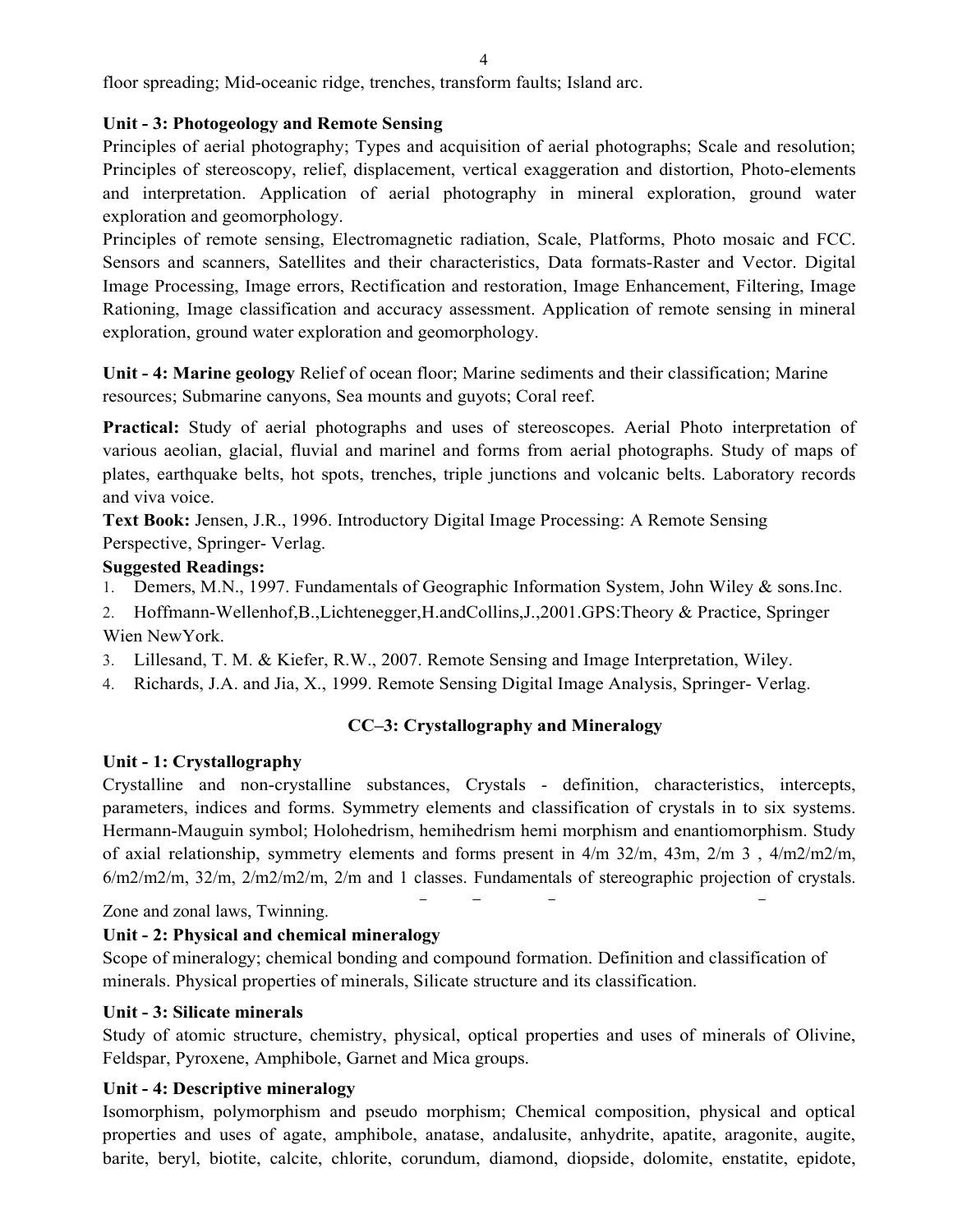floor spreading; Mid-oceanic ridge, trenches, transform faults; Island arc.

**Unit - 3: Photogeology and Remote Sensing**

Principles of aerial photography; Types and acquisition of aerial photographs; Scale and resolution; Principles of stereoscopy, relief, displacement, vertical exaggeration and distortion, Photo-elements and interpretation. Application of aerial photography in mineral exploration, ground water exploration and geomorphology.

Principles of remote sensing, Electromagnetic radiation, Scale, Platforms, Photo mosaic and FCC. Sensors and scanners, Satellites and their characteristics, Data formats-Raster and Vector. Digital Image Processing, Image errors, Rectification and restoration, Image Enhancement, Filtering, Image Rationing, Image classification and accuracy assessment. Application of remote sensing in mineral exploration, ground water exploration and geomorphology.

**Unit - 4: Marine geology** Relief of ocean floor; Marine sediments and their classification; Marine resources; Submarine canyons, Sea mounts and guyots; Coral reef.

**Practical:** Study of aerial photographs and uses of stereoscopes. Aerial Photo interpretation of various aeolian, glacial, fluvial and marinel and forms from aerial photographs. Study of maps of plates, earthquake belts, hot spots, trenches, triple junctions and volcanic belts. Laboratory records and viva voice.

**Text Book:** Jensen, J.R., 1996. Introductory Digital Image Processing: A Remote Sensing Perspective, Springer- Verlag.

**Suggested Readings:**

1. Demers, M.N., 1997. Fundamentals of Geographic Information System, John Wiley & sons.Inc.
2. Hoffmann-Wellenhof,B.,Lichtenegger,H.andCollins,J.,2001.GPS:Theory & Practice, Springer Wien NewYork.
3. Lillesand, T. M. & Kiefer, R.W., 2007. Remote Sensing and Image Interpretation, Wiley.
4. Richards, J.A. and Jia, X., 1999. Remote Sensing Digital Image Analysis, Springer- Verlag.

## CC–3: Crystallography and Mineralogy

**Unit - 1: Crystallography**

Crystalline and non-crystalline substances, Crystals - definition, characteristics, intercepts, parameters, indices and forms. Symmetry elements and classification of crystals in to six systems. Hermann-Mauguin symbol; Holohedrism, hemihedrism hemi morphism and enantiomorphism. Study of axial relationship, symmetry elements and forms present in 4/m 32/m, 43m, 2/m 3 , 4/m2/m2/m, 6/m2/m2/m, 32/m, 2/m2/m2/m, 2/m and 1 classes. Fundamentals of stereographic projection of crystals. Zone and zonal laws, Twinning.

**Unit - 2: Physical and chemical mineralogy**

Scope of mineralogy; chemical bonding and compound formation. Definition and classification of minerals. Physical properties of minerals, Silicate structure and its classification.

**Unit - 3: Silicate minerals**

Study of atomic structure, chemistry, physical, optical properties and uses of minerals of Olivine, Feldspar, Pyroxene, Amphibole, Garnet and Mica groups.

**Unit - 4: Descriptive mineralogy**

Isomorphism, polymorphism and pseudo morphism; Chemical composition, physical and optical properties and uses of agate, amphibole, anatase, andalusite, anhydrite, apatite, aragonite, augite, barite, beryl, biotite, calcite, chlorite, corundum, diamond, diopside, dolomite, enstatite, epidote,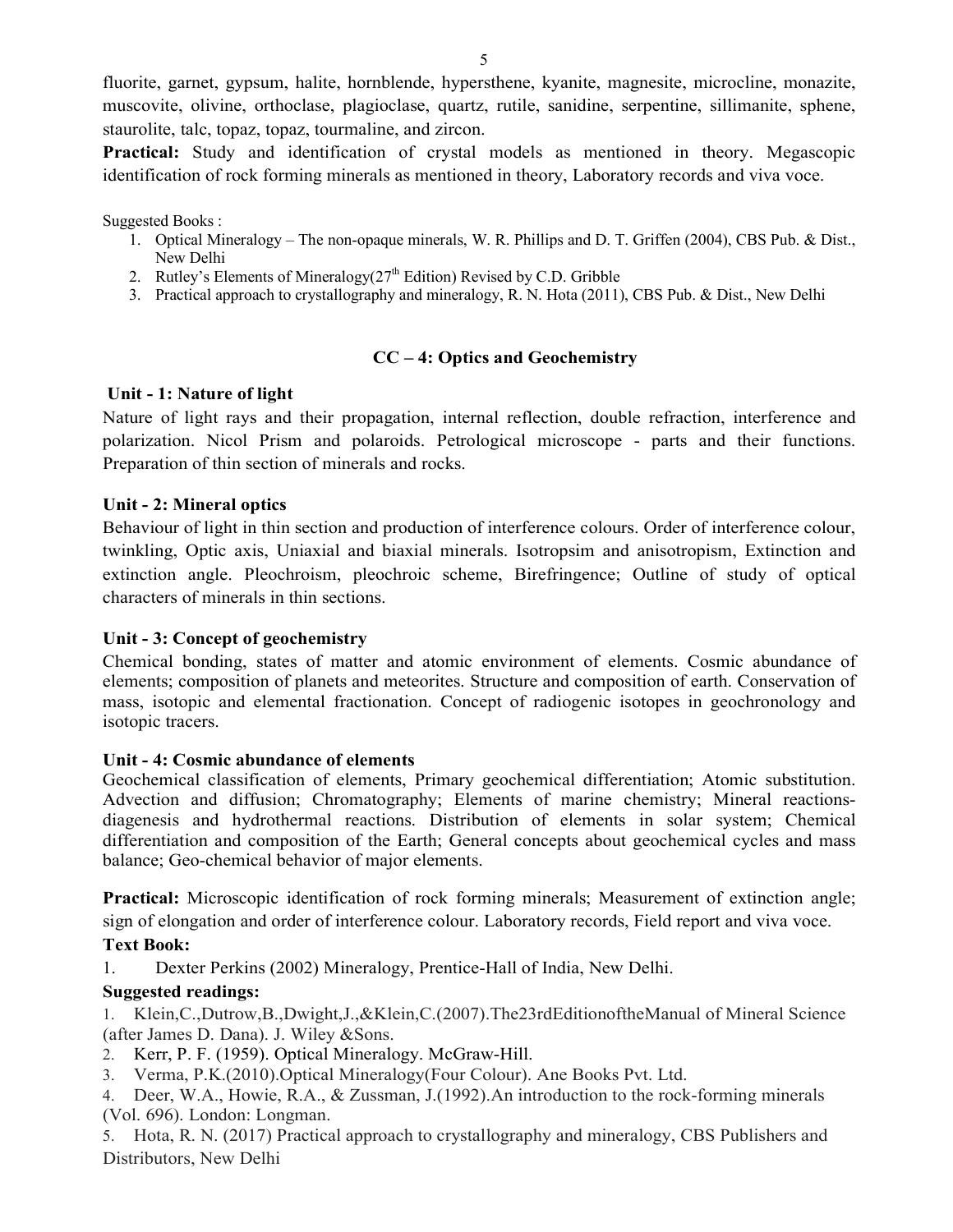fluorite, garnet, gypsum, halite, hornblende, hypersthene, kyanite, magnesite, microcline, monazite, muscovite, olivine, orthoclase, plagioclase, quartz, rutile, sanidine, serpentine, sillimanite, sphene, staurolite, talc, topaz, topaz, tourmaline, and zircon.

**Practical:** Study and identification of crystal models as mentioned in theory. Megascopic identification of rock forming minerals as mentioned in theory, Laboratory records and viva voce.

Suggested Books :

1. Optical Mineralogy – The non-opaque minerals, W. R. Phillips and D. T. Griffen (2004), CBS Pub. & Dist., New Delhi
2. Rutley's Elements of Mineralogy(27th Edition) Revised by C.D. Gribble
3. Practical approach to crystallography and mineralogy, R. N. Hota (2011), CBS Pub. & Dist., New Delhi

## CC – 4: Optics and Geochemistry

### Unit - 1: Nature of light

Nature of light rays and their propagation, internal reflection, double refraction, interference and polarization. Nicol Prism and polaroids. Petrological microscope - parts and their functions. Preparation of thin section of minerals and rocks.

### Unit - 2: Mineral optics

Behaviour of light in thin section and production of interference colours. Order of interference colour, twinkling, Optic axis, Uniaxial and biaxial minerals. Isotropsim and anisotropism, Extinction and extinction angle. Pleochroism, pleochroic scheme, Birefringence; Outline of study of optical characters of minerals in thin sections.

### Unit - 3: Concept of geochemistry

Chemical bonding, states of matter and atomic environment of elements. Cosmic abundance of elements; composition of planets and meteorites. Structure and composition of earth. Conservation of mass, isotopic and elemental fractionation. Concept of radiogenic isotopes in geochronology and isotopic tracers.

### Unit - 4: Cosmic abundance of elements

Geochemical classification of elements, Primary geochemical differentiation; Atomic substitution. Advection and diffusion; Chromatography; Elements of marine chemistry; Mineral reactions-diagenesis and hydrothermal reactions. Distribution of elements in solar system; Chemical differentiation and composition of the Earth; General concepts about geochemical cycles and mass balance; Geo-chemical behavior of major elements.

**Practical:** Microscopic identification of rock forming minerals; Measurement of extinction angle; sign of elongation and order of interference colour. Laboratory records, Field report and viva voce.

**Text Book:**

1. Dexter Perkins (2002) Mineralogy, Prentice-Hall of India, New Delhi.

**Suggested readings:**

1. Klein,C.,Dutrow,B.,Dwight,J.,&Klein,C.(2007).The23rdEditionoftheManual of Mineral Science (after James D. Dana). J. Wiley &Sons.
2. Kerr, P. F. (1959). Optical Mineralogy. McGraw-Hill.
3. Verma, P.K.(2010).Optical Mineralogy(Four Colour). Ane Books Pvt. Ltd.
4. Deer, W.A., Howie, R.A., & Zussman, J.(1992).An introduction to the rock-forming minerals (Vol. 696). London: Longman.
5. Hota, R. N. (2017) Practical approach to crystallography and mineralogy, CBS Publishers and Distributors, New Delhi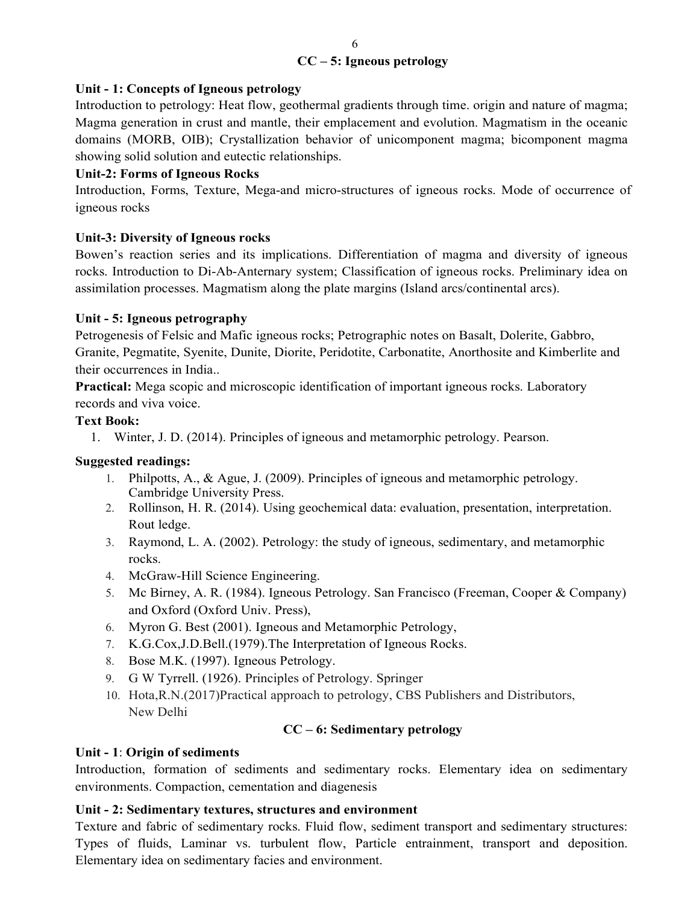## CC – 5: Igneous petrology

**Unit - 1: Concepts of Igneous petrology**

Introduction to petrology: Heat flow, geothermal gradients through time. origin and nature of magma; Magma generation in crust and mantle, their emplacement and evolution. Magmatism in the oceanic domains (MORB, OIB); Crystallization behavior of unicomponent magma; bicomponent magma showing solid solution and eutectic relationships.

**Unit-2: Forms of Igneous Rocks**

Introduction, Forms, Texture, Mega-and micro-structures of igneous rocks. Mode of occurrence of igneous rocks

**Unit-3: Diversity of Igneous rocks**

Bowen's reaction series and its implications. Differentiation of magma and diversity of igneous rocks. Introduction to Di-Ab-Anternary system; Classification of igneous rocks. Preliminary idea on assimilation processes. Magmatism along the plate margins (Island arcs/continental arcs).

**Unit - 5: Igneous petrography**

Petrogenesis of Felsic and Mafic igneous rocks; Petrographic notes on Basalt, Dolerite, Gabbro, Granite, Pegmatite, Syenite, Dunite, Diorite, Peridotite, Carbonatite, Anorthosite and Kimberlite and their occurrences in India..

**Practical:** Mega scopic and microscopic identification of important igneous rocks. Laboratory records and viva voice.

**Text Book:**

1. Winter, J. D. (2014). Principles of igneous and metamorphic petrology. Pearson.

**Suggested readings:**

1. Philpotts, A., & Ague, J. (2009). Principles of igneous and metamorphic petrology. Cambridge University Press.
2. Rollinson, H. R. (2014). Using geochemical data: evaluation, presentation, interpretation. Rout ledge.
3. Raymond, L. A. (2002). Petrology: the study of igneous, sedimentary, and metamorphic rocks.
4. McGraw-Hill Science Engineering.
5. Mc Birney, A. R. (1984). Igneous Petrology. San Francisco (Freeman, Cooper & Company) and Oxford (Oxford Univ. Press),
6. Myron G. Best (2001). Igneous and Metamorphic Petrology,
7. K.G.Cox,J.D.Bell.(1979).The Interpretation of Igneous Rocks.
8. Bose M.K. (1997). Igneous Petrology.
9. G W Tyrrell. (1926). Principles of Petrology. Springer
10. Hota,R.N.(2017)Practical approach to petrology, CBS Publishers and Distributors, New Delhi

## CC – 6: Sedimentary petrology

**Unit - 1**: **Origin of sediments**

Introduction, formation of sediments and sedimentary rocks. Elementary idea on sedimentary environments. Compaction, cementation and diagenesis

**Unit - 2: Sedimentary textures, structures and environment**

Texture and fabric of sedimentary rocks. Fluid flow, sediment transport and sedimentary structures: Types of fluids, Laminar vs. turbulent flow, Particle entrainment, transport and deposition. Elementary idea on sedimentary facies and environment.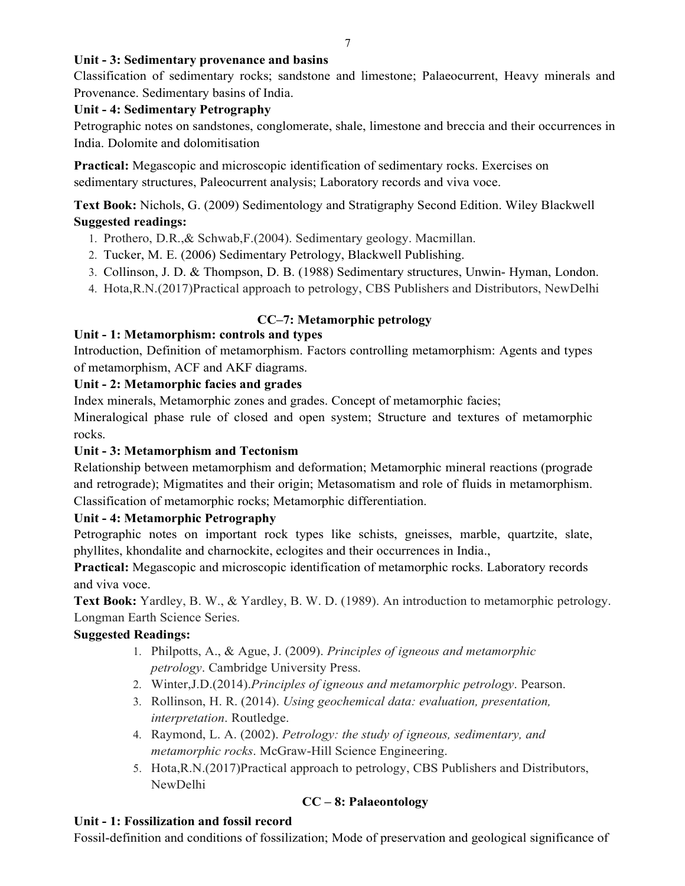**Unit - 3: Sedimentary provenance and basins**

Classification of sedimentary rocks; sandstone and limestone; Palaeocurrent, Heavy minerals and Provenance. Sedimentary basins of India.

**Unit - 4: Sedimentary Petrography**

Petrographic notes on sandstones, conglomerate, shale, limestone and breccia and their occurrences in India. Dolomite and dolomitisation

**Practical:** Megascopic and microscopic identification of sedimentary rocks. Exercises on sedimentary structures, Paleocurrent analysis; Laboratory records and viva voce.

**Text Book:** Nichols, G. (2009) Sedimentology and Stratigraphy Second Edition. Wiley Blackwell

**Suggested readings:**

1. Prothero, D.R.,& Schwab,F.(2004). Sedimentary geology. Macmillan.
2. Tucker, M. E. (2006) Sedimentary Petrology, Blackwell Publishing.
3. Collinson, J. D. & Thompson, D. B. (1988) Sedimentary structures, Unwin- Hyman, London.
4. Hota,R.N.(2017)Practical approach to petrology, CBS Publishers and Distributors, NewDelhi

## CC–7: Metamorphic petrology

**Unit - 1: Metamorphism: controls and types**

Introduction, Definition of metamorphism. Factors controlling metamorphism: Agents and types of metamorphism, ACF and AKF diagrams.

**Unit - 2: Metamorphic facies and grades**

Index minerals, Metamorphic zones and grades. Concept of metamorphic facies;

Mineralogical phase rule of closed and open system; Structure and textures of metamorphic rocks.

**Unit - 3: Metamorphism and Tectonism**

Relationship between metamorphism and deformation; Metamorphic mineral reactions (prograde and retrograde); Migmatites and their origin; Metasomatism and role of fluids in metamorphism. Classification of metamorphic rocks; Metamorphic differentiation.

**Unit - 4: Metamorphic Petrography**

Petrographic notes on important rock types like schists, gneisses, marble, quartzite, slate, phyllites, khondalite and charnockite, eclogites and their occurrences in India.,

**Practical:** Megascopic and microscopic identification of metamorphic rocks. Laboratory records and viva voce.

**Text Book:** Yardley, B. W., & Yardley, B. W. D. (1989). An introduction to metamorphic petrology. Longman Earth Science Series.

**Suggested Readings:**

1. Philpotts, A., & Ague, J. (2009). *Principles of igneous and metamorphic petrology*. Cambridge University Press.
2. Winter,J.D.(2014).*Principles of igneous and metamorphic petrology*. Pearson.
3. Rollinson, H. R. (2014). *Using geochemical data: evaluation, presentation, interpretation*. Routledge.
4. Raymond, L. A. (2002). *Petrology: the study of igneous, sedimentary, and metamorphic rocks*. McGraw-Hill Science Engineering.
5. Hota,R.N.(2017)Practical approach to petrology, CBS Publishers and Distributors, NewDelhi

## CC – 8: Palaeontology

**Unit - 1: Fossilization and fossil record**

Fossil-definition and conditions of fossilization; Mode of preservation and geological significance of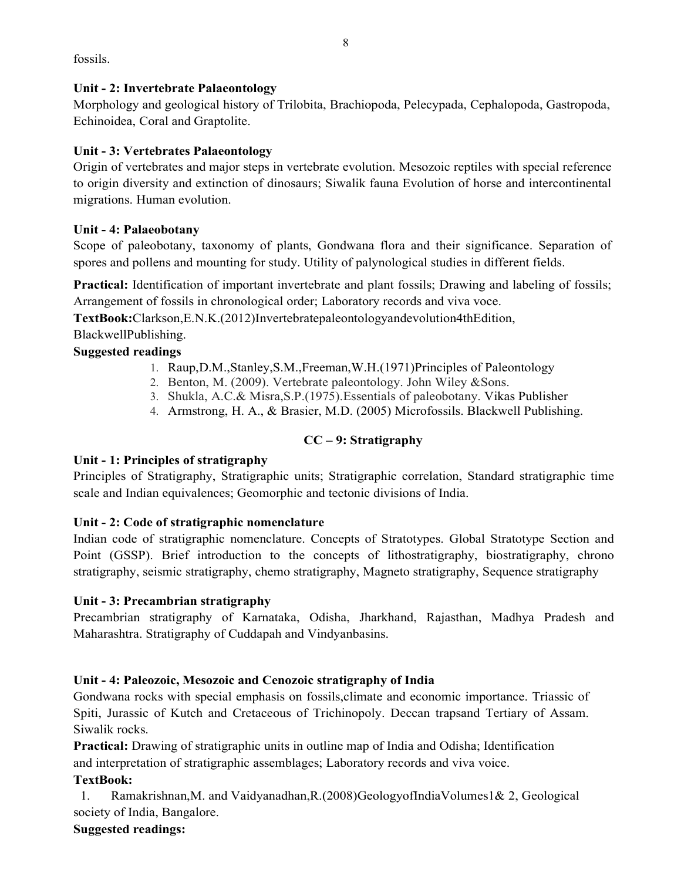fossils.

**Unit - 2: Invertebrate Palaeontology**

Morphology and geological history of Trilobita, Brachiopoda, Pelecypada, Cephalopoda, Gastropoda, Echinoidea, Coral and Graptolite.

**Unit - 3: Vertebrates Palaeontology**

Origin of vertebrates and major steps in vertebrate evolution. Mesozoic reptiles with special reference to origin diversity and extinction of dinosaurs; Siwalik fauna Evolution of horse and intercontinental migrations. Human evolution.

**Unit - 4: Palaeobotany**

Scope of paleobotany, taxonomy of plants, Gondwana flora and their significance. Separation of spores and pollens and mounting for study. Utility of palynological studies in different fields.

**Practical:** Identification of important invertebrate and plant fossils; Drawing and labeling of fossils; Arrangement of fossils in chronological order; Laboratory records and viva voce.

**TextBook:**Clarkson,E.N.K.(2012)Invertebratepaleontologyandevolution4thEdition, BlackwellPublishing.

**Suggested readings**

1. Raup,D.M.,Stanley,S.M.,Freeman,W.H.(1971)Principles of Paleontology
2. Benton, M. (2009). Vertebrate paleontology. John Wiley &Sons.
3. Shukla, A.C.& Misra,S.P.(1975).Essentials of paleobotany. Vikas Publisher
4. Armstrong, H. A., & Brasier, M.D. (2005) Microfossils. Blackwell Publishing.

## CC – 9: Stratigraphy

**Unit - 1: Principles of stratigraphy**

Principles of Stratigraphy, Stratigraphic units; Stratigraphic correlation, Standard stratigraphic time scale and Indian equivalences; Geomorphic and tectonic divisions of India.

**Unit - 2: Code of stratigraphic nomenclature**

Indian code of stratigraphic nomenclature. Concepts of Stratotypes. Global Stratotype Section and Point (GSSP). Brief introduction to the concepts of lithostratigraphy, biostratigraphy, chrono stratigraphy, seismic stratigraphy, chemo stratigraphy, Magneto stratigraphy, Sequence stratigraphy

**Unit - 3: Precambrian stratigraphy**

Precambrian stratigraphy of Karnataka, Odisha, Jharkhand, Rajasthan, Madhya Pradesh and Maharashtra. Stratigraphy of Cuddapah and Vindyanbasins.

**Unit - 4: Paleozoic, Mesozoic and Cenozoic stratigraphy of India**

Gondwana rocks with special emphasis on fossils,climate and economic importance. Triassic of Spiti, Jurassic of Kutch and Cretaceous of Trichinopoly. Deccan trapsand Tertiary of Assam. Siwalik rocks.

**Practical:** Drawing of stratigraphic units in outline map of India and Odisha; Identification and interpretation of stratigraphic assemblages; Laboratory records and viva voice.

**TextBook:**

1. Ramakrishnan,M. and Vaidyanadhan,R.(2008)GeologyofIndiaVolumes1& 2, Geological society of India, Bangalore.

**Suggested readings:**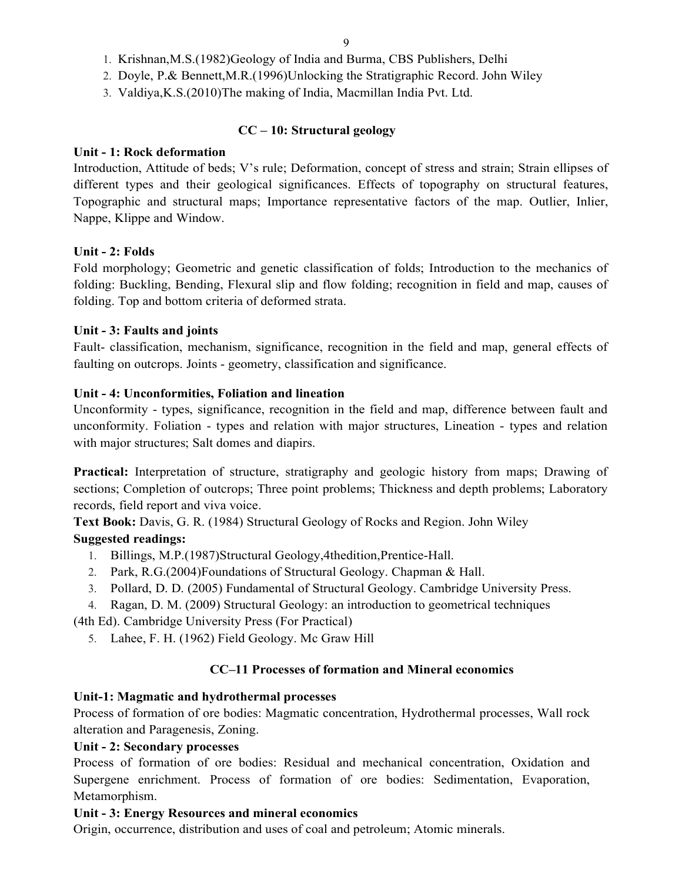1. Krishnan,M.S.(1982)Geology of India and Burma, CBS Publishers, Delhi
2. Doyle, P.& Bennett,M.R.(1996)Unlocking the Stratigraphic Record. John Wiley
3. Valdiya,K.S.(2010)The making of India, Macmillan India Pvt. Ltd.

## CC – 10: Structural geology

**Unit - 1: Rock deformation**

Introduction, Attitude of beds; V's rule; Deformation, concept of stress and strain; Strain ellipses of different types and their geological significances. Effects of topography on structural features, Topographic and structural maps; Importance representative factors of the map. Outlier, Inlier, Nappe, Klippe and Window.

**Unit - 2: Folds**

Fold morphology; Geometric and genetic classification of folds; Introduction to the mechanics of folding: Buckling, Bending, Flexural slip and flow folding; recognition in field and map, causes of folding. Top and bottom criteria of deformed strata.

**Unit - 3: Faults and joints**

Fault- classification, mechanism, significance, recognition in the field and map, general effects of faulting on outcrops. Joints - geometry, classification and significance.

**Unit - 4: Unconformities, Foliation and lineation**

Unconformity - types, significance, recognition in the field and map, difference between fault and unconformity. Foliation - types and relation with major structures, Lineation - types and relation with major structures; Salt domes and diapirs.

**Practical:** Interpretation of structure, stratigraphy and geologic history from maps; Drawing of sections; Completion of outcrops; Three point problems; Thickness and depth problems; Laboratory records, field report and viva voice.

**Text Book:** Davis, G. R. (1984) Structural Geology of Rocks and Region. John Wiley

**Suggested readings:**

1. Billings, M.P.(1987)Structural Geology,4thedition,Prentice-Hall.
2. Park, R.G.(2004)Foundations of Structural Geology. Chapman & Hall.
3. Pollard, D. D. (2005) Fundamental of Structural Geology. Cambridge University Press.
4. Ragan, D. M. (2009) Structural Geology: an introduction to geometrical techniques (4th Ed). Cambridge University Press (For Practical)
5. Lahee, F. H. (1962) Field Geology. Mc Graw Hill

## CC–11 Processes of formation and Mineral economics

**Unit-1: Magmatic and hydrothermal processes**

Process of formation of ore bodies: Magmatic concentration, Hydrothermal processes, Wall rock alteration and Paragenesis, Zoning.

**Unit - 2: Secondary processes**

Process of formation of ore bodies: Residual and mechanical concentration, Oxidation and Supergene enrichment. Process of formation of ore bodies: Sedimentation, Evaporation, Metamorphism.

**Unit - 3: Energy Resources and mineral economics**

Origin, occurrence, distribution and uses of coal and petroleum; Atomic minerals.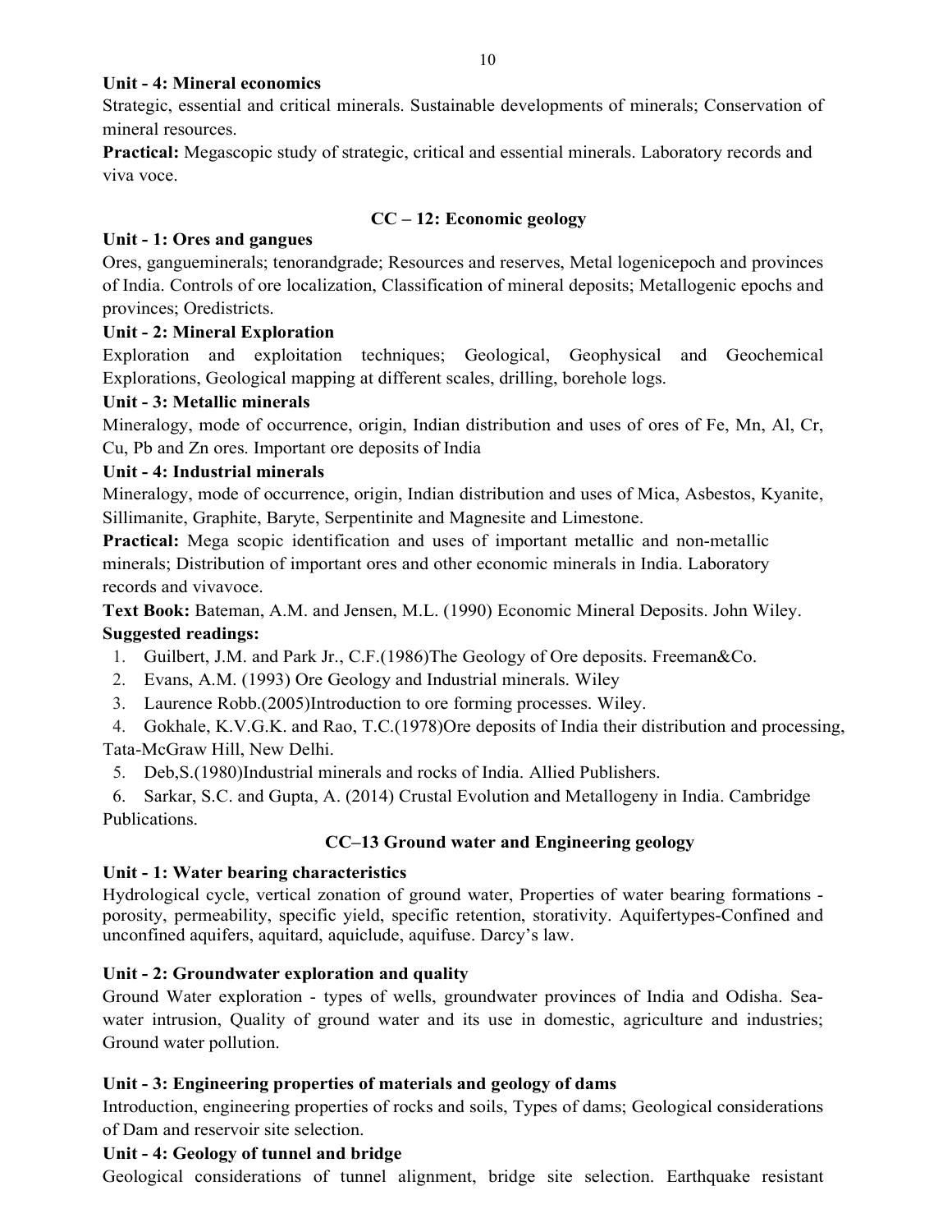**Unit - 4: Mineral economics**

Strategic, essential and critical minerals. Sustainable developments of minerals; Conservation of mineral resources.

**Practical:** Megascopic study of strategic, critical and essential minerals. Laboratory records and viva voce.

## CC – 12: Economic geology

**Unit - 1: Ores and gangues**

Ores, gangueminerals; tenorandgrade; Resources and reserves, Metal logenicepoch and provinces of India. Controls of ore localization, Classification of mineral deposits; Metallogenic epochs and provinces; Oredistricts.

**Unit - 2: Mineral Exploration**

Exploration and exploitation techniques; Geological, Geophysical and Geochemical Explorations, Geological mapping at different scales, drilling, borehole logs.

**Unit - 3: Metallic minerals**

Mineralogy, mode of occurrence, origin, Indian distribution and uses of ores of Fe, Mn, Al, Cr, Cu, Pb and Zn ores. Important ore deposits of India

**Unit - 4: Industrial minerals**

Mineralogy, mode of occurrence, origin, Indian distribution and uses of Mica, Asbestos, Kyanite, Sillimanite, Graphite, Baryte, Serpentinite and Magnesite and Limestone.

**Practical:** Mega scopic identification and uses of important metallic and non-metallic minerals; Distribution of important ores and other economic minerals in India. Laboratory records and vivavoce.

**Text Book:** Bateman, A.M. and Jensen, M.L. (1990) Economic Mineral Deposits. John Wiley.

**Suggested readings:**

1. Guilbert, J.M. and Park Jr., C.F.(1986)The Geology of Ore deposits. Freeman&Co.
2. Evans, A.M. (1993) Ore Geology and Industrial minerals. Wiley
3. Laurence Robb.(2005)Introduction to ore forming processes. Wiley.
4. Gokhale, K.V.G.K. and Rao, T.C.(1978)Ore deposits of India their distribution and processing, Tata-McGraw Hill, New Delhi.
5. Deb,S.(1980)Industrial minerals and rocks of India. Allied Publishers.
6. Sarkar, S.C. and Gupta, A. (2014) Crustal Evolution and Metallogeny in India. Cambridge Publications.

## CC–13 Ground water and Engineering geology

**Unit - 1: Water bearing characteristics**

Hydrological cycle, vertical zonation of ground water, Properties of water bearing formations - porosity, permeability, specific yield, specific retention, storativity. Aquifertypes-Confined and unconfined aquifers, aquitard, aquiclude, aquifuse. Darcy's law.

**Unit - 2: Groundwater exploration and quality**

Ground Water exploration - types of wells, groundwater provinces of India and Odisha. Sea-water intrusion, Quality of ground water and its use in domestic, agriculture and industries; Ground water pollution.

**Unit - 3: Engineering properties of materials and geology of dams**

Introduction, engineering properties of rocks and soils, Types of dams; Geological considerations of Dam and reservoir site selection.

**Unit - 4: Geology of tunnel and bridge**

Geological considerations of tunnel alignment, bridge site selection. Earthquake resistant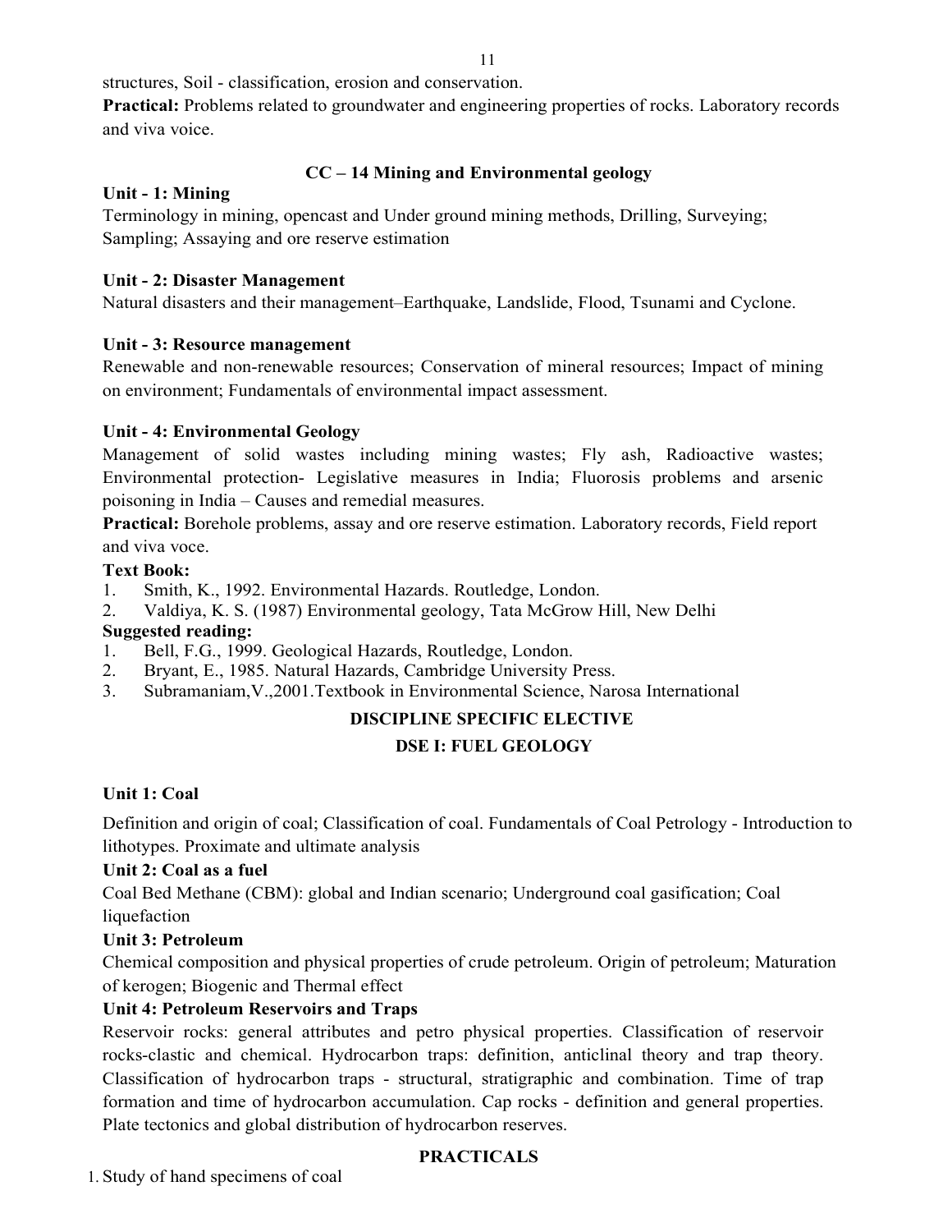structures, Soil - classification, erosion and conservation.

**Practical:** Problems related to groundwater and engineering properties of rocks. Laboratory records and viva voice.

### CC – 14 Mining and Environmental geology

**Unit - 1: Mining**

Terminology in mining, opencast and Under ground mining methods, Drilling, Surveying; Sampling; Assaying and ore reserve estimation

**Unit - 2: Disaster Management**

Natural disasters and their management–Earthquake, Landslide, Flood, Tsunami and Cyclone.

**Unit - 3: Resource management**

Renewable and non-renewable resources; Conservation of mineral resources; Impact of mining on environment; Fundamentals of environmental impact assessment.

**Unit - 4: Environmental Geology**

Management of solid wastes including mining wastes; Fly ash, Radioactive wastes; Environmental protection- Legislative measures in India; Fluorosis problems and arsenic poisoning in India – Causes and remedial measures.

**Practical:** Borehole problems, assay and ore reserve estimation. Laboratory records, Field report and viva voce.

**Text Book:**

1. Smith, K., 1992. Environmental Hazards. Routledge, London.
2. Valdiya, K. S. (1987) Environmental geology, Tata McGrow Hill, New Delhi

**Suggested reading:**

1. Bell, F.G., 1999. Geological Hazards, Routledge, London.
2. Bryant, E., 1985. Natural Hazards, Cambridge University Press.
3. Subramaniam,V.,2001.Textbook in Environmental Science, Narosa International

## DISCIPLINE SPECIFIC ELECTIVE

### DSE I: FUEL GEOLOGY

**Unit 1: Coal**

Definition and origin of coal; Classification of coal. Fundamentals of Coal Petrology - Introduction to lithotypes. Proximate and ultimate analysis

**Unit 2: Coal as a fuel**

Coal Bed Methane (CBM): global and Indian scenario; Underground coal gasification; Coal liquefaction

**Unit 3: Petroleum**

Chemical composition and physical properties of crude petroleum. Origin of petroleum; Maturation of kerogen; Biogenic and Thermal effect

**Unit 4: Petroleum Reservoirs and Traps**

Reservoir rocks: general attributes and petro physical properties. Classification of reservoir rocks-clastic and chemical. Hydrocarbon traps: definition, anticlinal theory and trap theory. Classification of hydrocarbon traps - structural, stratigraphic and combination. Time of trap formation and time of hydrocarbon accumulation. Cap rocks - definition and general properties. Plate tectonics and global distribution of hydrocarbon reserves.

#### PRACTICALS

1. Study of hand specimens of coal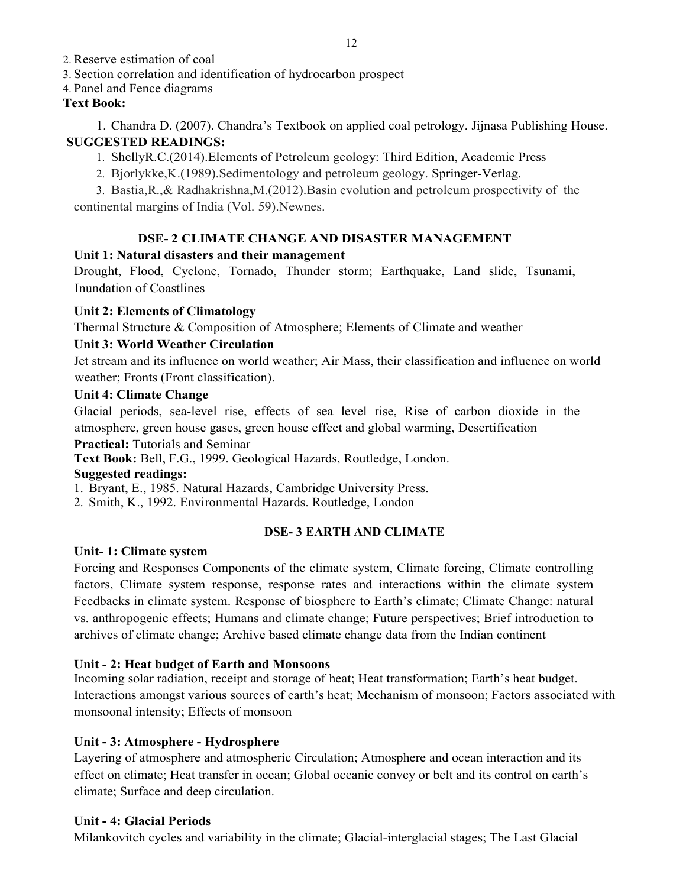2. Reserve estimation of coal
3. Section correlation and identification of hydrocarbon prospect
4. Panel and Fence diagrams

**Text Book:**

1. Chandra D. (2007). Chandra's Textbook on applied coal petrology. Jijnasa Publishing House.

**SUGGESTED READINGS:**

1. ShellyR.C.(2014).Elements of Petroleum geology: Third Edition, Academic Press
2. Bjorlykke,K.(1989).Sedimentology and petroleum geology. Springer-Verlag.
3. Bastia,R.,& Radhakrishna,M.(2012).Basin evolution and petroleum prospectivity of the continental margins of India (Vol. 59).Newnes.

## DSE- 2 CLIMATE CHANGE AND DISASTER MANAGEMENT

**Unit 1: Natural disasters and their management**

Drought, Flood, Cyclone, Tornado, Thunder storm; Earthquake, Land slide, Tsunami, Inundation of Coastlines

**Unit 2: Elements of Climatology**

Thermal Structure & Composition of Atmosphere; Elements of Climate and weather

**Unit 3: World Weather Circulation**

Jet stream and its influence on world weather; Air Mass, their classification and influence on world weather; Fronts (Front classification).

**Unit 4: Climate Change**

Glacial periods, sea-level rise, effects of sea level rise, Rise of carbon dioxide in the atmosphere, green house gases, green house effect and global warming, Desertification

**Practical:** Tutorials and Seminar

**Text Book:** Bell, F.G., 1999. Geological Hazards, Routledge, London.

**Suggested readings:**

1. Bryant, E., 1985. Natural Hazards, Cambridge University Press.
2. Smith, K., 1992. Environmental Hazards. Routledge, London

## DSE- 3 EARTH AND CLIMATE

**Unit- 1: Climate system**

Forcing and Responses Components of the climate system, Climate forcing, Climate controlling factors, Climate system response, response rates and interactions within the climate system Feedbacks in climate system. Response of biosphere to Earth's climate; Climate Change: natural vs. anthropogenic effects; Humans and climate change; Future perspectives; Brief introduction to archives of climate change; Archive based climate change data from the Indian continent

**Unit - 2: Heat budget of Earth and Monsoons**

Incoming solar radiation, receipt and storage of heat; Heat transformation; Earth's heat budget. Interactions amongst various sources of earth's heat; Mechanism of monsoon; Factors associated with monsoonal intensity; Effects of monsoon

**Unit - 3: Atmosphere - Hydrosphere**

Layering of atmosphere and atmospheric Circulation; Atmosphere and ocean interaction and its effect on climate; Heat transfer in ocean; Global oceanic convey or belt and its control on earth's climate; Surface and deep circulation.

**Unit - 4: Glacial Periods**

Milankovitch cycles and variability in the climate; Glacial-interglacial stages; The Last Glacial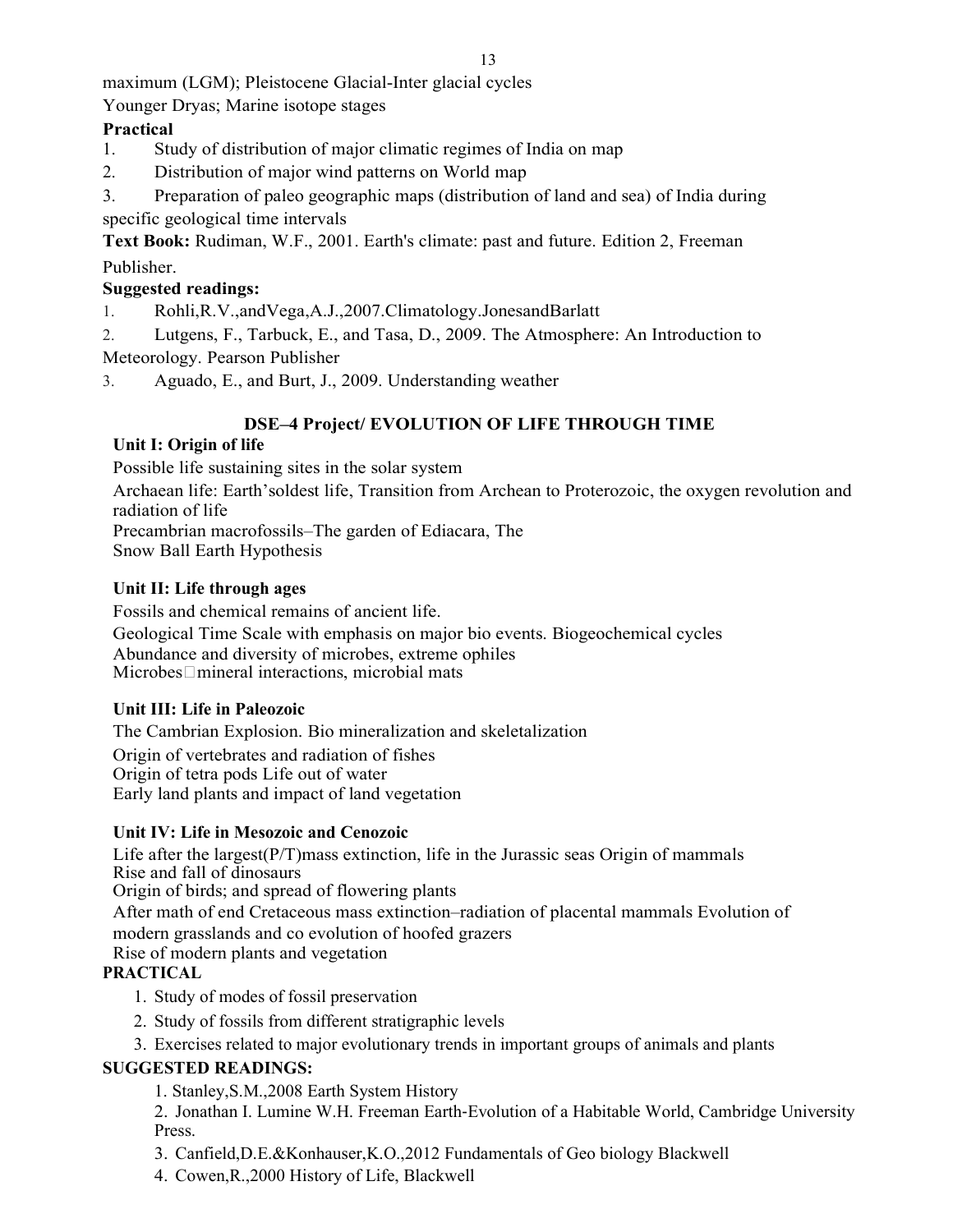maximum (LGM); Pleistocene Glacial-Inter glacial cycles

Younger Dryas; Marine isotope stages

**Practical**

1. Study of distribution of major climatic regimes of India on map
2. Distribution of major wind patterns on World map
3. Preparation of paleo geographic maps (distribution of land and sea) of India during specific geological time intervals

**Text Book:** Rudiman, W.F., 2001. Earth's climate: past and future. Edition 2, Freeman Publisher.

**Suggested readings:**

1. Rohli,R.V.,andVega,A.J.,2007.Climatology.JonesandBarlatt
2. Lutgens, F., Tarbuck, E., and Tasa, D., 2009. The Atmosphere: An Introduction to Meteorology. Pearson Publisher
3. Aguado, E., and Burt, J., 2009. Understanding weather

## DSE–4 Project/ EVOLUTION OF LIFE THROUGH TIME

**Unit I: Origin of life**

Possible life sustaining sites in the solar system

Archaean life: Earth'soldest life, Transition from Archean to Proterozoic, the oxygen revolution and radiation of life

Precambrian macrofossils–The garden of Ediacara, The Snow Ball Earth Hypothesis

**Unit II: Life through ages**

Fossils and chemical remains of ancient life.

Geological Time Scale with emphasis on major bio events. Biogeochemical cycles

Abundance and diversity of microbes, extreme ophiles

Microbes□mineral interactions, microbial mats

**Unit III: Life in Paleozoic**

The Cambrian Explosion. Bio mineralization and skeletalization

Origin of vertebrates and radiation of fishes

Origin of tetra pods Life out of water

Early land plants and impact of land vegetation

**Unit IV: Life in Mesozoic and Cenozoic**

Life after the largest(P/T)mass extinction, life in the Jurassic seas Origin of mammals

Rise and fall of dinosaurs

Origin of birds; and spread of flowering plants

After math of end Cretaceous mass extinction–radiation of placental mammals Evolution of modern grasslands and co evolution of hoofed grazers

Rise of modern plants and vegetation

**PRACTICAL**

1. Study of modes of fossil preservation
2. Study of fossils from different stratigraphic levels
3. Exercises related to major evolutionary trends in important groups of animals and plants

**SUGGESTED READINGS:**

1. Stanley,S.M.,2008 Earth System History
2. Jonathan I. Lumine W.H. Freeman Earth-Evolution of a Habitable World, Cambridge University Press.
3. Canfield,D.E.&Konhauser,K.O.,2012 Fundamentals of Geo biology Blackwell
4. Cowen,R.,2000 History of Life, Blackwell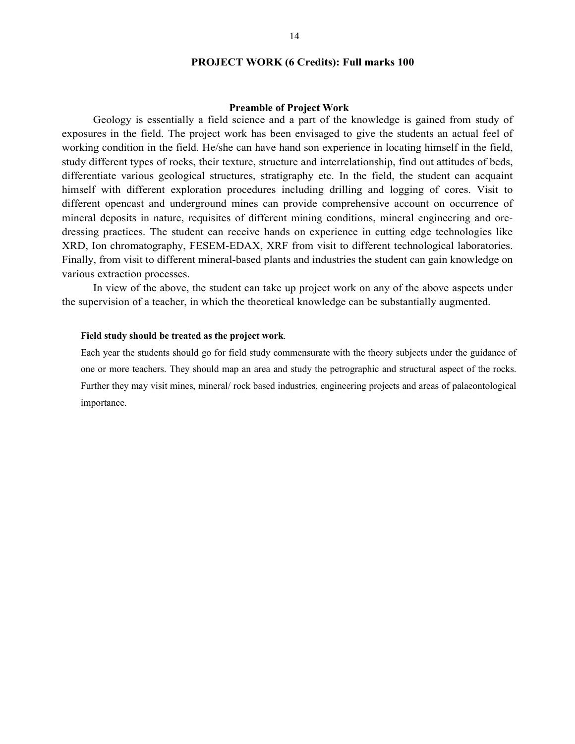## PROJECT WORK (6 Credits): Full marks 100

### Preamble of Project Work

Geology is essentially a field science and a part of the knowledge is gained from study of exposures in the field. The project work has been envisaged to give the students an actual feel of working condition in the field. He/she can have hand son experience in locating himself in the field, study different types of rocks, their texture, structure and interrelationship, find out attitudes of beds, differentiate various geological structures, stratigraphy etc. In the field, the student can acquaint himself with different exploration procedures including drilling and logging of cores. Visit to different opencast and underground mines can provide comprehensive account on occurrence of mineral deposits in nature, requisites of different mining conditions, mineral engineering and ore-dressing practices. The student can receive hands on experience in cutting edge technologies like XRD, Ion chromatography, FESEM-EDAX, XRF from visit to different technological laboratories. Finally, from visit to different mineral-based plants and industries the student can gain knowledge on various extraction processes.

In view of the above, the student can take up project work on any of the above aspects under the supervision of a teacher, in which the theoretical knowledge can be substantially augmented.

**Field study should be treated as the project work**.

Each year the students should go for field study commensurate with the theory subjects under the guidance of one or more teachers. They should map an area and study the petrographic and structural aspect of the rocks. Further they may visit mines, mineral/ rock based industries, engineering projects and areas of palaeontological importance.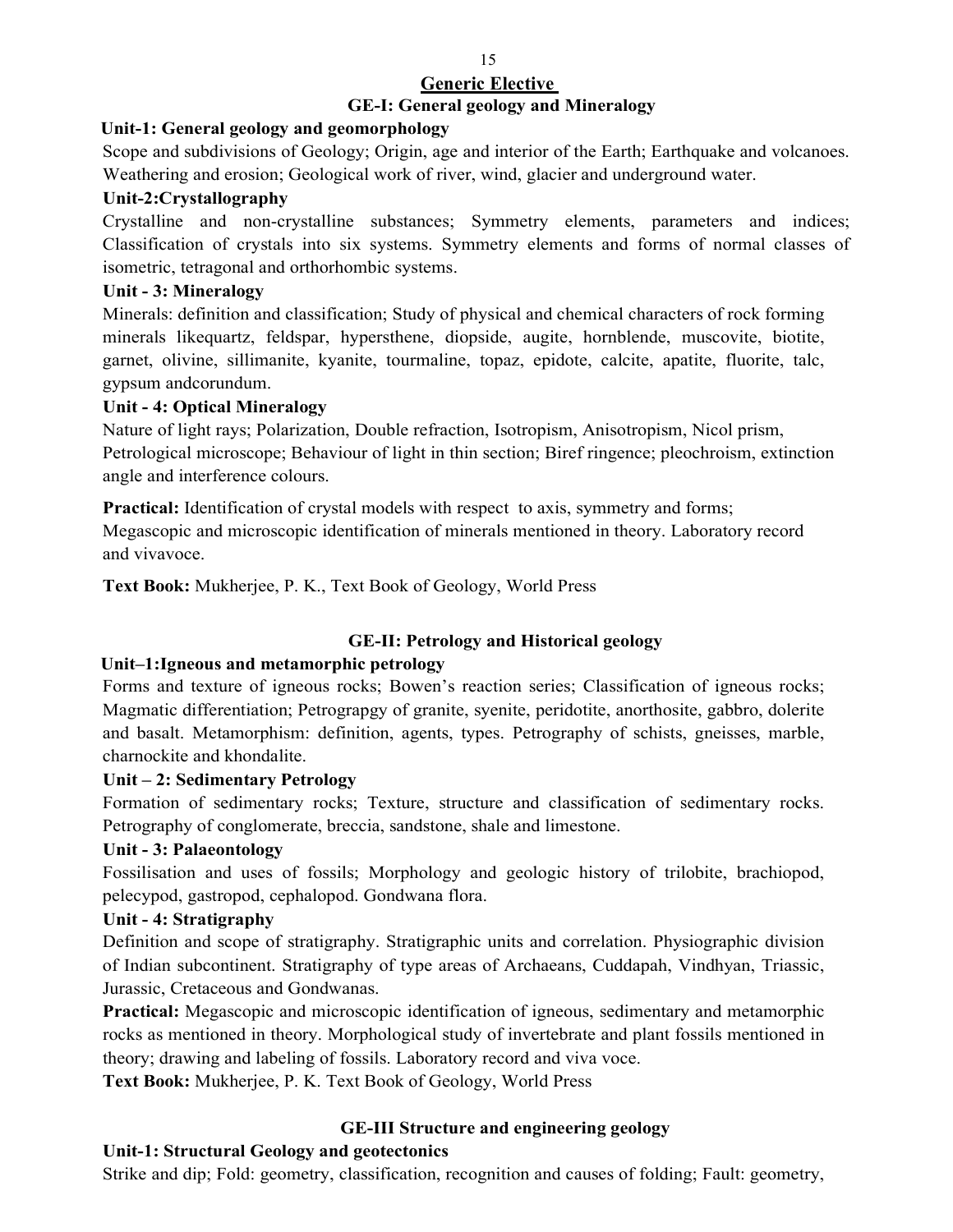## Generic Elective

### GE-I: General geology and Mineralogy

**Unit-1: General geology and geomorphology**

Scope and subdivisions of Geology; Origin, age and interior of the Earth; Earthquake and volcanoes. Weathering and erosion; Geological work of river, wind, glacier and underground water.

**Unit-2:Crystallography**

Crystalline and non-crystalline substances; Symmetry elements, parameters and indices; Classification of crystals into six systems. Symmetry elements and forms of normal classes of isometric, tetragonal and orthorhombic systems.

**Unit - 3: Mineralogy**

Minerals: definition and classification; Study of physical and chemical characters of rock forming minerals likequartz, feldspar, hypersthene, diopside, augite, hornblende, muscovite, biotite, garnet, olivine, sillimanite, kyanite, tourmaline, topaz, epidote, calcite, apatite, fluorite, talc, gypsum andcorundum.

**Unit - 4: Optical Mineralogy**

Nature of light rays; Polarization, Double refraction, Isotropism, Anisotropism, Nicol prism, Petrological microscope; Behaviour of light in thin section; Biref ringence; pleochroism, extinction angle and interference colours.

**Practical:** Identification of crystal models with respect to axis, symmetry and forms; Megascopic and microscopic identification of minerals mentioned in theory. Laboratory record and vivavoce.

**Text Book:** Mukherjee, P. K., Text Book of Geology, World Press

### GE-II: Petrology and Historical geology

**Unit–1:Igneous and metamorphic petrology**

Forms and texture of igneous rocks; Bowen's reaction series; Classification of igneous rocks; Magmatic differentiation; Petrograpgy of granite, syenite, peridotite, anorthosite, gabbro, dolerite and basalt. Metamorphism: definition, agents, types. Petrography of schists, gneisses, marble, charnockite and khondalite.

**Unit – 2: Sedimentary Petrology**

Formation of sedimentary rocks; Texture, structure and classification of sedimentary rocks. Petrography of conglomerate, breccia, sandstone, shale and limestone.

**Unit - 3: Palaeontology**

Fossilisation and uses of fossils; Morphology and geologic history of trilobite, brachiopod, pelecypod, gastropod, cephalopod. Gondwana flora.

**Unit - 4: Stratigraphy**

Definition and scope of stratigraphy. Stratigraphic units and correlation. Physiographic division of Indian subcontinent. Stratigraphy of type areas of Archaeans, Cuddapah, Vindhyan, Triassic, Jurassic, Cretaceous and Gondwanas.

**Practical:** Megascopic and microscopic identification of igneous, sedimentary and metamorphic rocks as mentioned in theory. Morphological study of invertebrate and plant fossils mentioned in theory; drawing and labeling of fossils. Laboratory record and viva voce.

**Text Book:** Mukherjee, P. K. Text Book of Geology, World Press

### GE-III Structure and engineering geology

**Unit-1: Structural Geology and geotectonics**

Strike and dip; Fold: geometry, classification, recognition and causes of folding; Fault: geometry,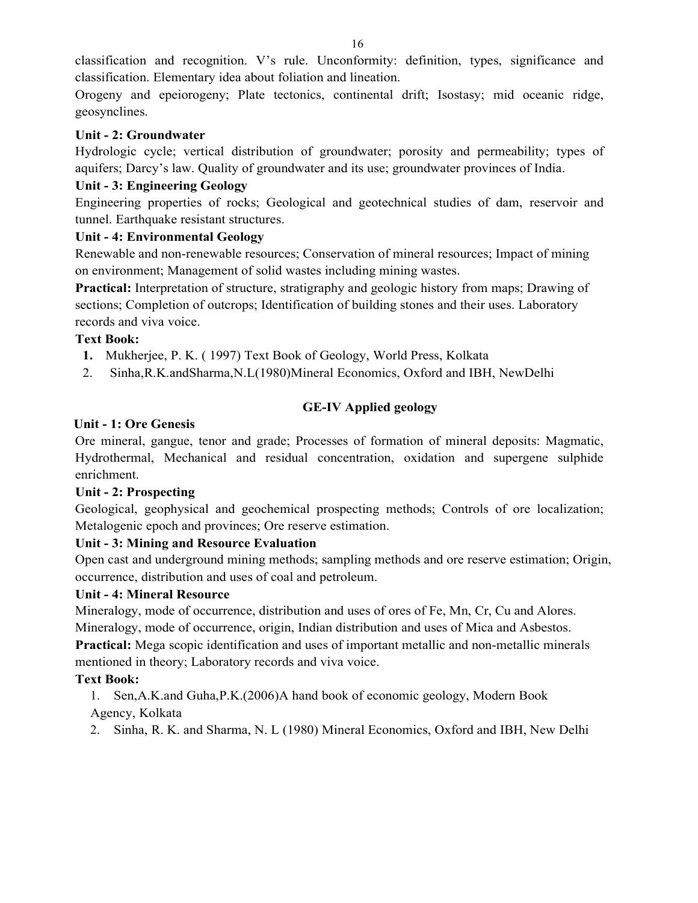classification and recognition. V's rule. Unconformity: definition, types, significance and classification. Elementary idea about foliation and lineation.

Orogeny and epeiorogeny; Plate tectonics, continental drift; Isostasy; mid oceanic ridge, geosynclines.

**Unit - 2: Groundwater**

Hydrologic cycle; vertical distribution of groundwater; porosity and permeability; types of aquifers; Darcy's law. Quality of groundwater and its use; groundwater provinces of India.

**Unit - 3: Engineering Geology**

Engineering properties of rocks; Geological and geotechnical studies of dam, reservoir and tunnel. Earthquake resistant structures.

**Unit - 4: Environmental Geology**

Renewable and non-renewable resources; Conservation of mineral resources; Impact of mining on environment; Management of solid wastes including mining wastes.

**Practical:** Interpretation of structure, stratigraphy and geologic history from maps; Drawing of sections; Completion of outcrops; Identification of building stones and their uses. Laboratory records and viva voice.

**Text Book:**

1. Mukherjee, P. K. ( 1997) Text Book of Geology, World Press, Kolkata
2. Sinha,R.K.andSharma,N.L(1980)Mineral Economics, Oxford and IBH, NewDelhi

## GE-IV Applied geology

**Unit - 1: Ore Genesis**

Ore mineral, gangue, tenor and grade; Processes of formation of mineral deposits: Magmatic, Hydrothermal, Mechanical and residual concentration, oxidation and supergene sulphide enrichment.

**Unit - 2: Prospecting**

Geological, geophysical and geochemical prospecting methods; Controls of ore localization; Metalogenic epoch and provinces; Ore reserve estimation.

**Unit - 3: Mining and Resource Evaluation**

Open cast and underground mining methods; sampling methods and ore reserve estimation; Origin, occurrence, distribution and uses of coal and petroleum.

**Unit - 4: Mineral Resource**

Mineralogy, mode of occurrence, distribution and uses of ores of Fe, Mn, Cr, Cu and Alores.

Mineralogy, mode of occurrence, origin, Indian distribution and uses of Mica and Asbestos.

**Practical:** Mega scopic identification and uses of important metallic and non-metallic minerals mentioned in theory; Laboratory records and viva voice.

**Text Book:**

1. Sen,A.K.and Guha,P.K.(2006)A hand book of economic geology, Modern Book Agency, Kolkata
2. Sinha, R. K. and Sharma, N. L (1980) Mineral Economics, Oxford and IBH, New Delhi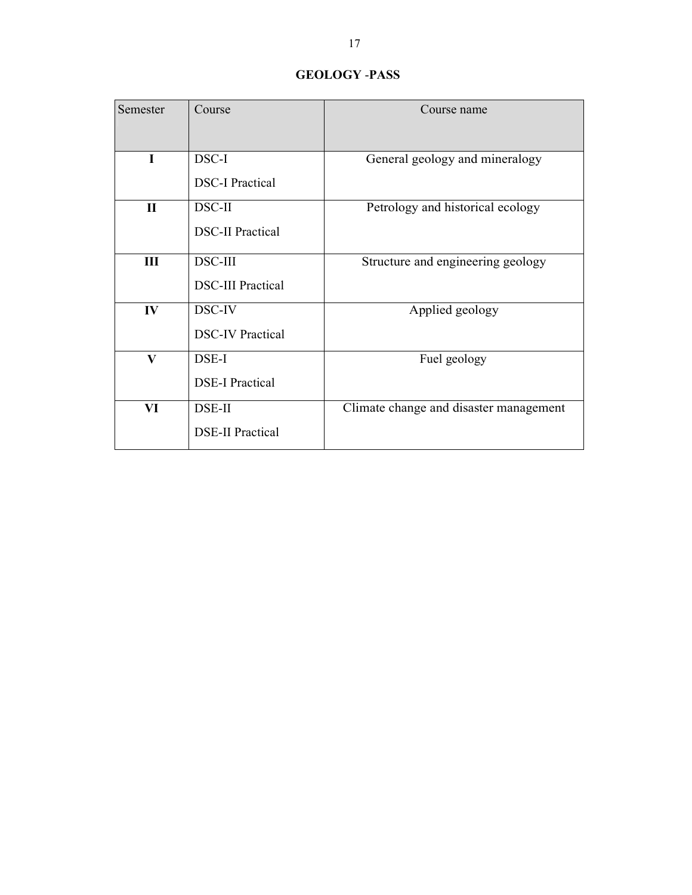# GEOLOGY -PASS

| Semester | Course | Course name |
|---|---|---|
| **I** | DSC-I<br>DSC-I Practical | General geology and mineralogy |
| **II** | DSC-II<br>DSC-II Practical | Petrology and historical ecology |
| **III** | DSC-III<br>DSC-III Practical | Structure and engineering geology |
| **IV** | DSC-IV<br>DSC-IV Practical | Applied geology |
| **V** | DSE-I<br>DSE-I Practical | Fuel geology |
| **VI** | DSE-II<br>DSE-II Practical | Climate change and disaster management |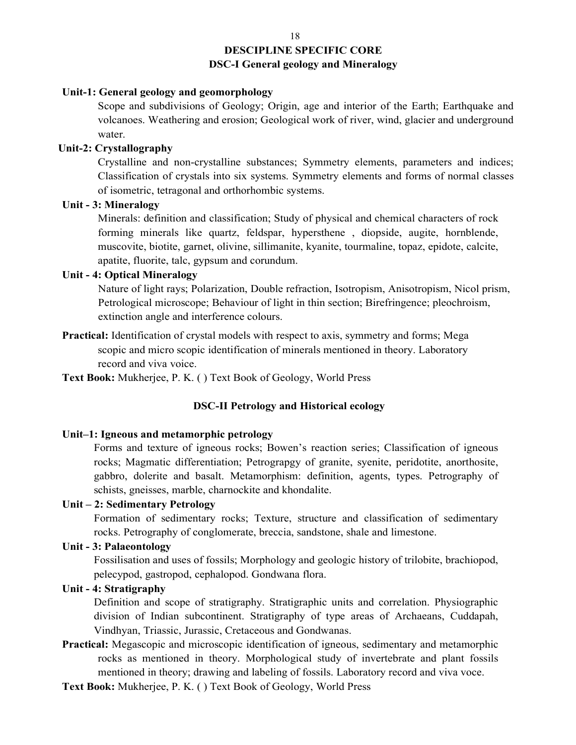# DESCIPLINE SPECIFIC CORE

## DSC-I General geology and Mineralogy

**Unit-1: General geology and geomorphology**

Scope and subdivisions of Geology; Origin, age and interior of the Earth; Earthquake and volcanoes. Weathering and erosion; Geological work of river, wind, glacier and underground water.

**Unit-2: Crystallography**

Crystalline and non-crystalline substances; Symmetry elements, parameters and indices; Classification of crystals into six systems. Symmetry elements and forms of normal classes of isometric, tetragonal and orthorhombic systems.

**Unit - 3: Mineralogy**

Minerals: definition and classification; Study of physical and chemical characters of rock forming minerals like quartz, feldspar, hypersthene , diopside, augite, hornblende, muscovite, biotite, garnet, olivine, sillimanite, kyanite, tourmaline, topaz, epidote, calcite, apatite, fluorite, talc, gypsum and corundum.

**Unit - 4: Optical Mineralogy**

Nature of light rays; Polarization, Double refraction, Isotropism, Anisotropism, Nicol prism, Petrological microscope; Behaviour of light in thin section; Birefringence; pleochroism, extinction angle and interference colours.

**Practical:** Identification of crystal models with respect to axis, symmetry and forms; Mega scopic and micro scopic identification of minerals mentioned in theory. Laboratory record and viva voice.

**Text Book:** Mukherjee, P. K. ( ) Text Book of Geology, World Press

## DSC-II Petrology and Historical ecology

**Unit–1: Igneous and metamorphic petrology**

Forms and texture of igneous rocks; Bowen’s reaction series; Classification of igneous rocks; Magmatic differentiation; Petrograpgy of granite, syenite, peridotite, anorthosite, gabbro, dolerite and basalt. Metamorphism: definition, agents, types. Petrography of schists, gneisses, marble, charnockite and khondalite.

**Unit – 2: Sedimentary Petrology**

Formation of sedimentary rocks; Texture, structure and classification of sedimentary rocks. Petrography of conglomerate, breccia, sandstone, shale and limestone.

**Unit - 3: Palaeontology**

Fossilisation and uses of fossils; Morphology and geologic history of trilobite, brachiopod, pelecypod, gastropod, cephalopod. Gondwana flora.

**Unit - 4: Stratigraphy**

Definition and scope of stratigraphy. Stratigraphic units and correlation. Physiographic division of Indian subcontinent. Stratigraphy of type areas of Archaeans, Cuddapah, Vindhyan, Triassic, Jurassic, Cretaceous and Gondwanas.

**Practical:** Megascopic and microscopic identification of igneous, sedimentary and metamorphic rocks as mentioned in theory. Morphological study of invertebrate and plant fossils mentioned in theory; drawing and labeling of fossils. Laboratory record and viva voce.

**Text Book:** Mukherjee, P. K. ( ) Text Book of Geology, World Press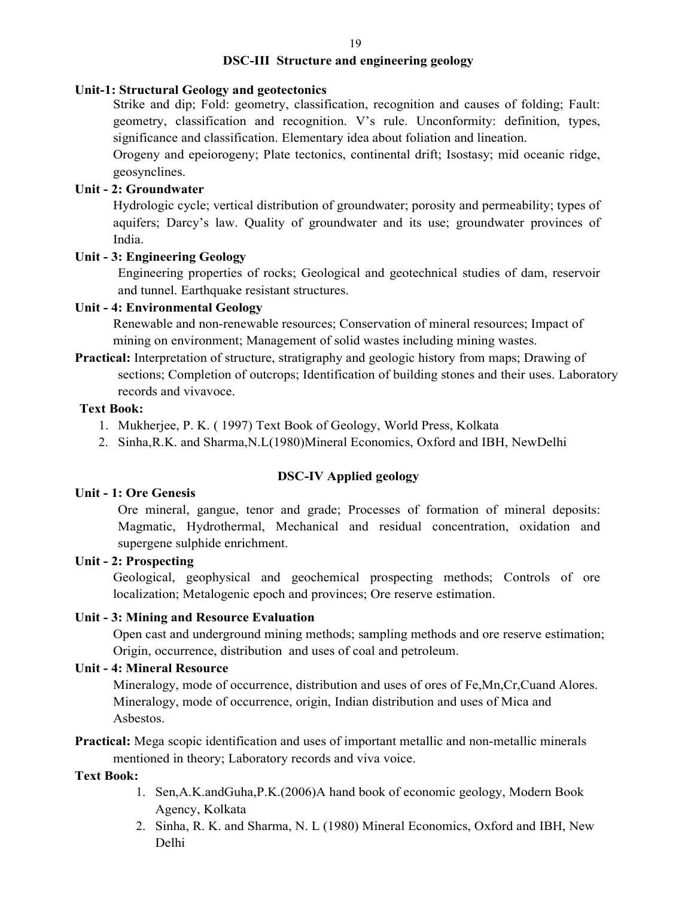## DSC-III Structure and engineering geology

**Unit-1: Structural Geology and geotectonics**

Strike and dip; Fold: geometry, classification, recognition and causes of folding; Fault: geometry, classification and recognition. V's rule. Unconformity: definition, types, significance and classification. Elementary idea about foliation and lineation.

Orogeny and epeiorogeny; Plate tectonics, continental drift; Isostasy; mid oceanic ridge, geosynclines.

**Unit - 2: Groundwater**

Hydrologic cycle; vertical distribution of groundwater; porosity and permeability; types of aquifers; Darcy's law. Quality of groundwater and its use; groundwater provinces of India.

**Unit - 3: Engineering Geology**

Engineering properties of rocks; Geological and geotechnical studies of dam, reservoir and tunnel. Earthquake resistant structures.

**Unit - 4: Environmental Geology**

Renewable and non-renewable resources; Conservation of mineral resources; Impact of mining on environment; Management of solid wastes including mining wastes.

**Practical:** Interpretation of structure, stratigraphy and geologic history from maps; Drawing of sections; Completion of outcrops; Identification of building stones and their uses. Laboratory records and vivavoce.

**Text Book:**

1. Mukherjee, P. K. ( 1997) Text Book of Geology, World Press, Kolkata
2. Sinha,R.K. and Sharma,N.L(1980)Mineral Economics, Oxford and IBH, NewDelhi

## DSC-IV Applied geology

**Unit - 1: Ore Genesis**

Ore mineral, gangue, tenor and grade; Processes of formation of mineral deposits: Magmatic, Hydrothermal, Mechanical and residual concentration, oxidation and supergene sulphide enrichment.

**Unit - 2: Prospecting**

Geological, geophysical and geochemical prospecting methods; Controls of ore localization; Metalogenic epoch and provinces; Ore reserve estimation.

**Unit - 3: Mining and Resource Evaluation**

Open cast and underground mining methods; sampling methods and ore reserve estimation; Origin, occurrence, distribution and uses of coal and petroleum.

**Unit - 4: Mineral Resource**

Mineralogy, mode of occurrence, distribution and uses of ores of Fe,Mn,Cr,Cuand Alores. Mineralogy, mode of occurrence, origin, Indian distribution and uses of Mica and Asbestos.

**Practical:** Mega scopic identification and uses of important metallic and non-metallic minerals mentioned in theory; Laboratory records and viva voice.

**Text Book:**

1. Sen,A.K.andGuha,P.K.(2006)A hand book of economic geology, Modern Book Agency, Kolkata
2. Sinha, R. K. and Sharma, N. L (1980) Mineral Economics, Oxford and IBH, New Delhi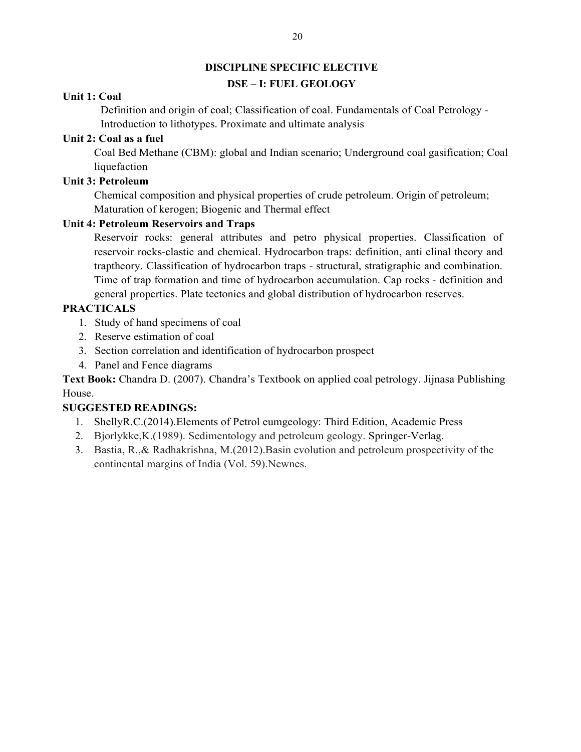## DISCIPLINE SPECIFIC ELECTIVE

## DSE – I: FUEL GEOLOGY

**Unit 1: Coal**

Definition and origin of coal; Classification of coal. Fundamentals of Coal Petrology - Introduction to lithotypes. Proximate and ultimate analysis

**Unit 2: Coal as a fuel**

Coal Bed Methane (CBM): global and Indian scenario; Underground coal gasification; Coal liquefaction

**Unit 3: Petroleum**

Chemical composition and physical properties of crude petroleum. Origin of petroleum; Maturation of kerogen; Biogenic and Thermal effect

**Unit 4: Petroleum Reservoirs and Traps**

Reservoir rocks: general attributes and petro physical properties. Classification of reservoir rocks-clastic and chemical. Hydrocarbon traps: definition, anti clinal theory and traptheory. Classification of hydrocarbon traps - structural, stratigraphic and combination. Time of trap formation and time of hydrocarbon accumulation. Cap rocks - definition and general properties. Plate tectonics and global distribution of hydrocarbon reserves.

**PRACTICALS**

1. Study of hand specimens of coal
2. Reserve estimation of coal
3. Section correlation and identification of hydrocarbon prospect
4. Panel and Fence diagrams

**Text Book:** Chandra D. (2007). Chandra's Textbook on applied coal petrology. Jijnasa Publishing House.

**SUGGESTED READINGS:**

1. ShellyR.C.(2014).Elements of Petrol eumgeology: Third Edition, Academic Press
2. Bjorlykke,K.(1989). Sedimentology and petroleum geology. Springer-Verlag.
3. Bastia, R.,& Radhakrishna, M.(2012).Basin evolution and petroleum prospectivity of the continental margins of India (Vol. 59).Newnes.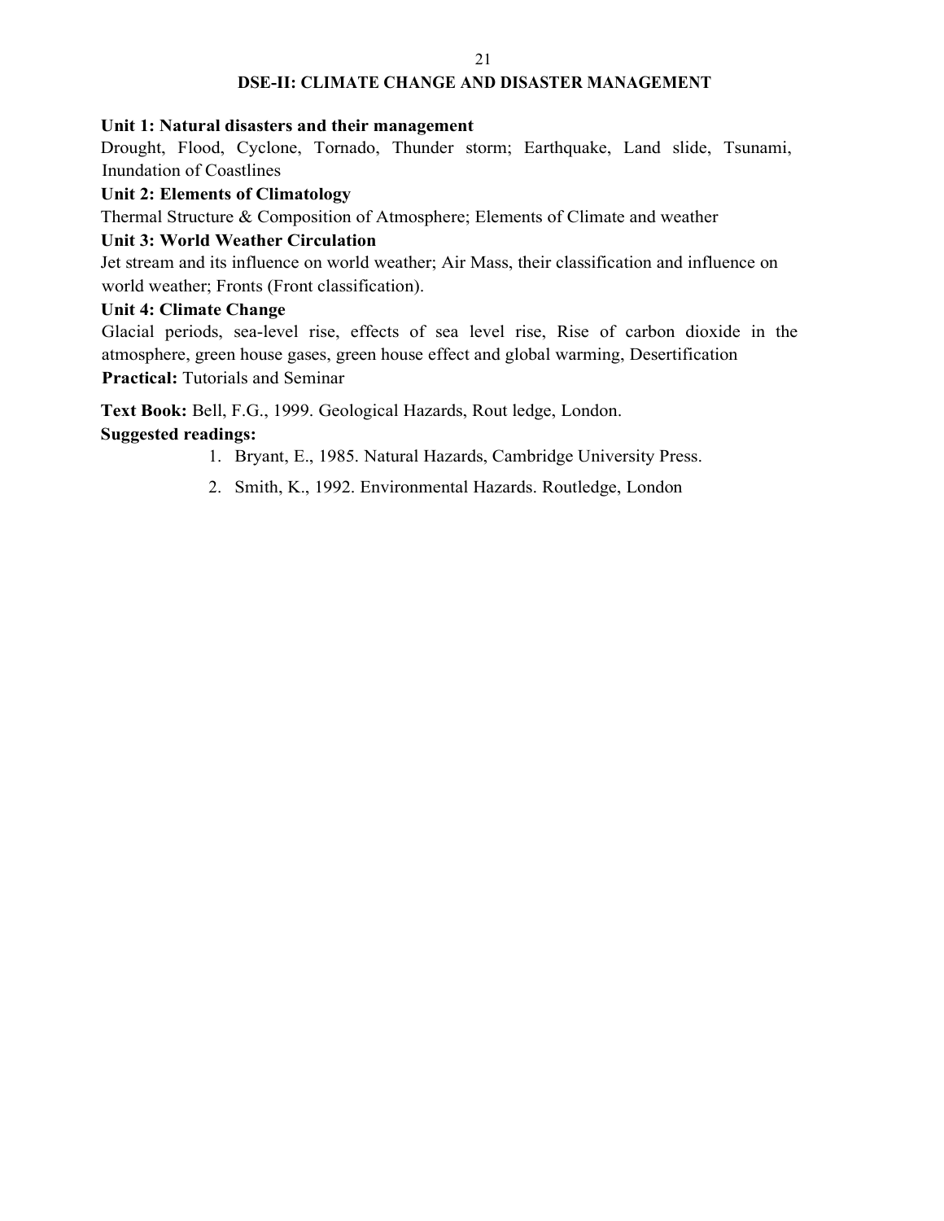## DSE-II: CLIMATE CHANGE AND DISASTER MANAGEMENT

**Unit 1: Natural disasters and their management**

Drought, Flood, Cyclone, Tornado, Thunder storm; Earthquake, Land slide, Tsunami, Inundation of Coastlines

**Unit 2: Elements of Climatology**

Thermal Structure & Composition of Atmosphere; Elements of Climate and weather

**Unit 3: World Weather Circulation**

Jet stream and its influence on world weather; Air Mass, their classification and influence on world weather; Fronts (Front classification).

**Unit 4: Climate Change**

Glacial periods, sea-level rise, effects of sea level rise, Rise of carbon dioxide in the atmosphere, green house gases, green house effect and global warming, Desertification

**Practical:** Tutorials and Seminar

**Text Book:** Bell, F.G., 1999. Geological Hazards, Rout ledge, London.

**Suggested readings:**

1. Bryant, E., 1985. Natural Hazards, Cambridge University Press.
2. Smith, K., 1992. Environmental Hazards. Routledge, London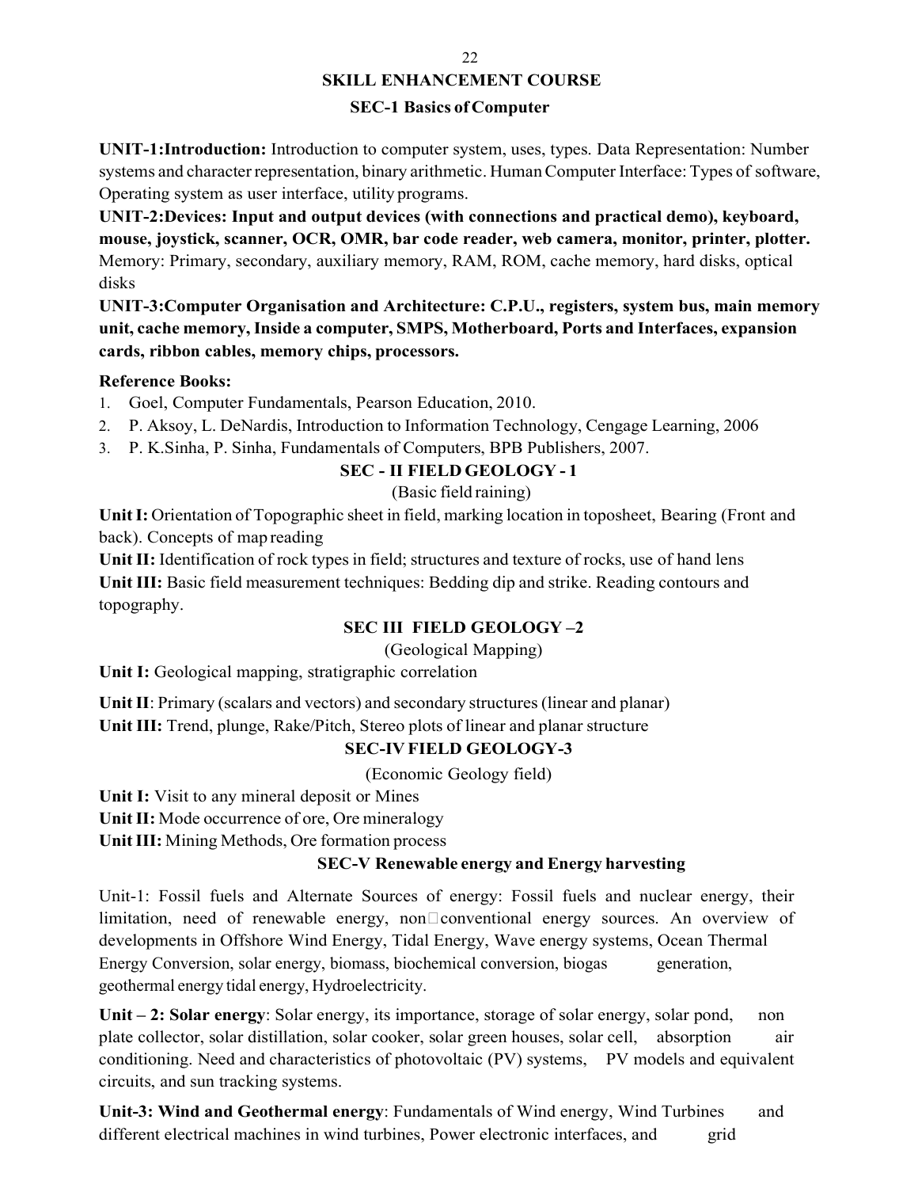## SKILL ENHANCEMENT COURSE

### SEC-1 Basics of Computer

**UNIT-1:Introduction:** Introduction to computer system, uses, types. Data Representation: Number systems and character representation, binary arithmetic. Human Computer Interface: Types of software, Operating system as user interface, utility programs.

**UNIT-2:Devices: Input and output devices (with connections and practical demo), keyboard, mouse, joystick, scanner, OCR, OMR, bar code reader, web camera, monitor, printer, plotter.** Memory: Primary, secondary, auxiliary memory, RAM, ROM, cache memory, hard disks, optical disks

**UNIT-3:Computer Organisation and Architecture: C.P.U., registers, system bus, main memory unit, cache memory, Inside a computer, SMPS, Motherboard, Ports and Interfaces, expansion cards, ribbon cables, memory chips, processors.**

**Reference Books:**

1. Goel, Computer Fundamentals, Pearson Education, 2010.
2. P. Aksoy, L. DeNardis, Introduction to Information Technology, Cengage Learning, 2006
3. P. K.Sinha, P. Sinha, Fundamentals of Computers, BPB Publishers, 2007.

### SEC - II FIELD GEOLOGY - 1

(Basic field raining)

**Unit I:** Orientation of Topographic sheet in field, marking location in toposheet, Bearing (Front and back). Concepts of map reading

**Unit II:** Identification of rock types in field; structures and texture of rocks, use of hand lens

**Unit III:** Basic field measurement techniques: Bedding dip and strike. Reading contours and topography.

### SEC III FIELD GEOLOGY –2

(Geological Mapping)

**Unit I:** Geological mapping, stratigraphic correlation

**Unit II**: Primary (scalars and vectors) and secondary structures (linear and planar)

**Unit III:** Trend, plunge, Rake/Pitch, Stereo plots of linear and planar structure

### SEC-IV FIELD GEOLOGY-3

(Economic Geology field)

**Unit I:** Visit to any mineral deposit or Mines

**Unit II:** Mode occurrence of ore, Ore mineralogy

**Unit III:** Mining Methods, Ore formation process

### SEC-V Renewable energy and Energy harvesting

Unit-1: Fossil fuels and Alternate Sources of energy: Fossil fuels and nuclear energy, their limitation, need of renewable energy, non-conventional energy sources. An overview of developments in Offshore Wind Energy, Tidal Energy, Wave energy systems, Ocean Thermal Energy Conversion, solar energy, biomass, biochemical conversion, biogas generation, geothermal energy tidal energy, Hydroelectricity.

**Unit – 2: Solar energy**: Solar energy, its importance, storage of solar energy, solar pond, non plate collector, solar distillation, solar cooker, solar green houses, solar cell, absorption air conditioning. Need and characteristics of photovoltaic (PV) systems, PV models and equivalent circuits, and sun tracking systems.

**Unit-3: Wind and Geothermal energy**: Fundamentals of Wind energy, Wind Turbines and different electrical machines in wind turbines, Power electronic interfaces, and grid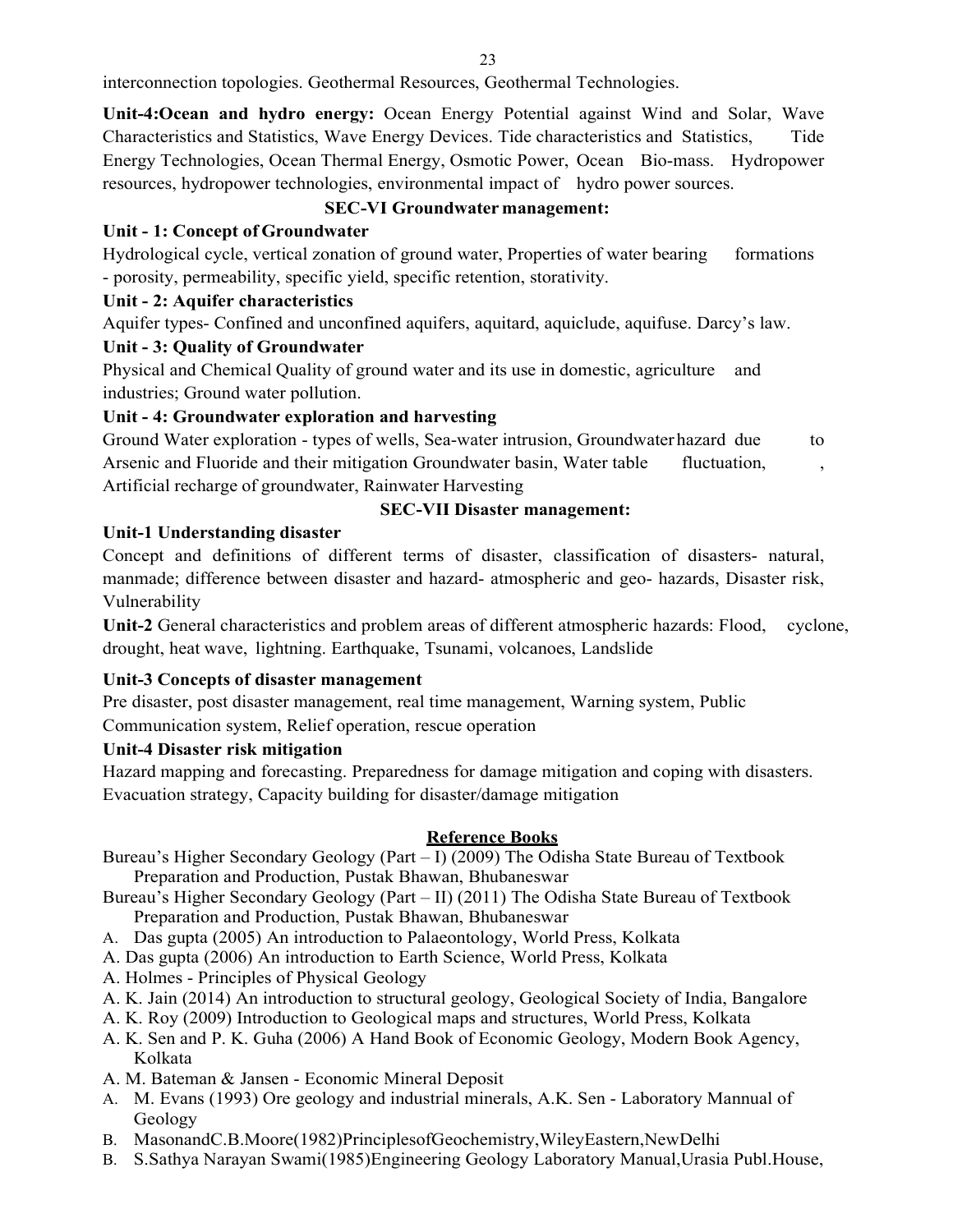interconnection topologies. Geothermal Resources, Geothermal Technologies.

**Unit-4:Ocean and hydro energy:** Ocean Energy Potential against Wind and Solar, Wave Characteristics and Statistics, Wave Energy Devices. Tide characteristics and Statistics, Tide Energy Technologies, Ocean Thermal Energy, Osmotic Power, Ocean Bio-mass. Hydropower resources, hydropower technologies, environmental impact of hydro power sources.

## SEC-VI Groundwater management:

### Unit - 1: Concept of Groundwater

Hydrological cycle, vertical zonation of ground water, Properties of water bearing formations - porosity, permeability, specific yield, specific retention, storativity.

### Unit - 2: Aquifer characteristics

Aquifer types- Confined and unconfined aquifers, aquitard, aquiclude, aquifuse. Darcy's law.

### Unit - 3: Quality of Groundwater

Physical and Chemical Quality of ground water and its use in domestic, agriculture and industries; Ground water pollution.

### Unit - 4: Groundwater exploration and harvesting

Ground Water exploration - types of wells, Sea-water intrusion, Groundwater hazard due to Arsenic and Fluoride and their mitigation Groundwater basin, Water table fluctuation, , Artificial recharge of groundwater, Rainwater Harvesting

## SEC-VII Disaster management:

### Unit-1 Understanding disaster

Concept and definitions of different terms of disaster, classification of disasters- natural, manmade; difference between disaster and hazard- atmospheric and geo- hazards, Disaster risk, Vulnerability

**Unit-2** General characteristics and problem areas of different atmospheric hazards: Flood, cyclone, drought, heat wave, lightning. Earthquake, Tsunami, volcanoes, Landslide

### Unit-3 Concepts of disaster management

Pre disaster, post disaster management, real time management, Warning system, Public Communication system, Relief operation, rescue operation

### Unit-4 Disaster risk mitigation

Hazard mapping and forecasting. Preparedness for damage mitigation and coping with disasters. Evacuation strategy, Capacity building for disaster/damage mitigation

## Reference Books

Bureau's Higher Secondary Geology (Part – I) (2009) The Odisha State Bureau of Textbook Preparation and Production, Pustak Bhawan, Bhubaneswar

Bureau's Higher Secondary Geology (Part – II) (2011) The Odisha State Bureau of Textbook Preparation and Production, Pustak Bhawan, Bhubaneswar

A. Das gupta (2005) An introduction to Palaeontology, World Press, Kolkata

A. Das gupta (2006) An introduction to Earth Science, World Press, Kolkata

A. Holmes - Principles of Physical Geology

A. K. Jain (2014) An introduction to structural geology, Geological Society of India, Bangalore

A. K. Roy (2009) Introduction to Geological maps and structures, World Press, Kolkata

A. K. Sen and P. K. Guha (2006) A Hand Book of Economic Geology, Modern Book Agency, Kolkata

A. M. Bateman & Jansen - Economic Mineral Deposit

A. M. Evans (1993) Ore geology and industrial minerals, A.K. Sen - Laboratory Mannual of Geology

B. MasonandC.B.Moore(1982)PrinciplesofGeochemistry,WileyEastern,NewDelhi

B. S.Sathya Narayan Swami(1985)Engineering Geology Laboratory Manual,Urasia Publ.House,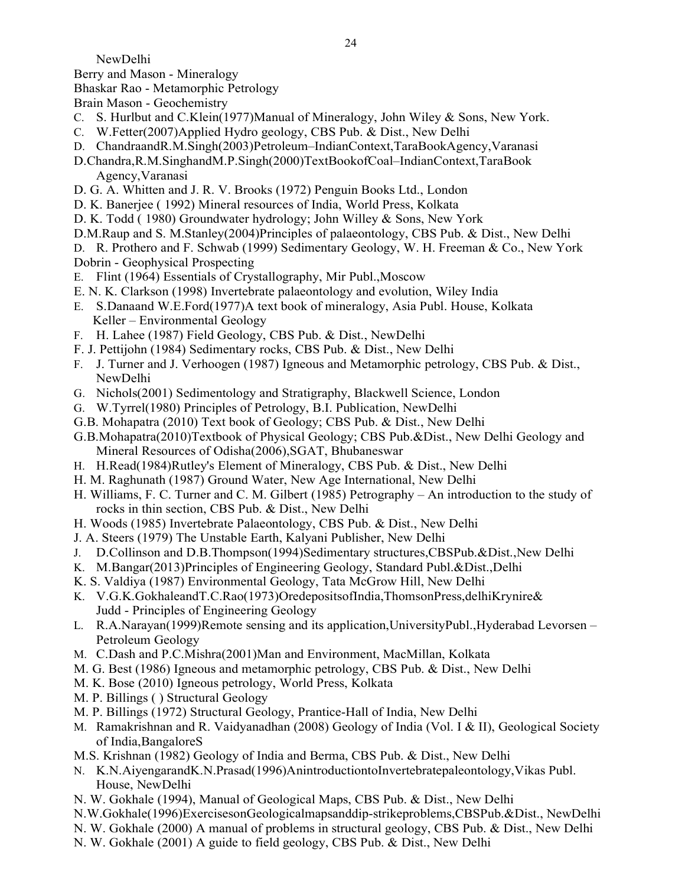NewDelhi

Berry and Mason - Mineralogy

Bhaskar Rao - Metamorphic Petrology

Brain Mason - Geochemistry

C. S. Hurlbut and C.Klein(1977)Manual of Mineralogy, John Wiley & Sons, New York.

C. W.Fetter(2007)Applied Hydro geology, CBS Pub. & Dist., New Delhi

D. ChandraandR.M.Singh(2003)Petroleum–IndianContext,TaraBookAgency,Varanasi

D.Chandra,R.M.SinghandM.P.Singh(2000)TextBookofCoal–IndianContext,TaraBook Agency,Varanasi

D. G. A. Whitten and J. R. V. Brooks (1972) Penguin Books Ltd., London

D. K. Banerjee ( 1992) Mineral resources of India, World Press, Kolkata

D. K. Todd ( 1980) Groundwater hydrology; John Willey & Sons, New York

D.M.Raup and S. M.Stanley(2004)Principles of palaeontology, CBS Pub. & Dist., New Delhi

D. R. Prothero and F. Schwab (1999) Sedimentary Geology, W. H. Freeman & Co., New York

Dobrin - Geophysical Prospecting

E. Flint (1964) Essentials of Crystallography, Mir Publ.,Moscow

E. N. K. Clarkson (1998) Invertebrate palaeontology and evolution, Wiley India

E. S.Danaand W.E.Ford(1977)A text book of mineralogy, Asia Publ. House, Kolkata
Keller – Environmental Geology

F. H. Lahee (1987) Field Geology, CBS Pub. & Dist., NewDelhi

F. J. Pettijohn (1984) Sedimentary rocks, CBS Pub. & Dist., New Delhi

F. J. Turner and J. Verhoogen (1987) Igneous and Metamorphic petrology, CBS Pub. & Dist., NewDelhi

G. Nichols(2001) Sedimentology and Stratigraphy, Blackwell Science, London

G. W.Tyrrel(1980) Principles of Petrology, B.I. Publication, NewDelhi

G.B. Mohapatra (2010) Text book of Geology; CBS Pub. & Dist., New Delhi

G.B.Mohapatra(2010)Textbook of Physical Geology; CBS Pub.&Dist., New Delhi Geology and Mineral Resources of Odisha(2006),SGAT, Bhubaneswar

H. H.Read(1984)Rutley's Element of Mineralogy, CBS Pub. & Dist., New Delhi

H. M. Raghunath (1987) Ground Water, New Age International, New Delhi

H. Williams, F. C. Turner and C. M. Gilbert (1985) Petrography – An introduction to the study of rocks in thin section, CBS Pub. & Dist., New Delhi

H. Woods (1985) Invertebrate Palaeontology, CBS Pub. & Dist., New Delhi

J. A. Steers (1979) The Unstable Earth, Kalyani Publisher, New Delhi

J. D.Collinson and D.B.Thompson(1994)Sedimentary structures,CBSPub.&Dist.,New Delhi

K. M.Bangar(2013)Principles of Engineering Geology, Standard Publ.&Dist.,Delhi

K. S. Valdiya (1987) Environmental Geology, Tata McGrow Hill, New Delhi

K. V.G.K.GokhaleandT.C.Rao(1973)OredepositsofIndia,ThomsonPress,delhiKrynire& Judd - Principles of Engineering Geology

L. R.A.Narayan(1999)Remote sensing and its application,UniversityPubl.,Hyderabad Levorsen – Petroleum Geology

M. C.Dash and P.C.Mishra(2001)Man and Environment, MacMillan, Kolkata

M. G. Best (1986) Igneous and metamorphic petrology, CBS Pub. & Dist., New Delhi

M. K. Bose (2010) Igneous petrology, World Press, Kolkata

M. P. Billings ( ) Structural Geology

M. P. Billings (1972) Structural Geology, Prantice-Hall of India, New Delhi

M. Ramakrishnan and R. Vaidyanadhan (2008) Geology of India (Vol. I & II), Geological Society of India,BangaloreS

M.S. Krishnan (1982) Geology of India and Berma, CBS Pub. & Dist., New Delhi

N. K.N.AiyengarandK.N.Prasad(1996)AnintroductiontoInvertebratepaleontology,Vikas Publ. House, NewDelhi

N. W. Gokhale (1994), Manual of Geological Maps, CBS Pub. & Dist., New Delhi

N.W.Gokhale(1996)ExercisesonGeologicalmapsanddip-strikeproblems,CBSPub.&Dist., NewDelhi

N. W. Gokhale (2000) A manual of problems in structural geology, CBS Pub. & Dist., New Delhi

N. W. Gokhale (2001) A guide to field geology, CBS Pub. & Dist., New Delhi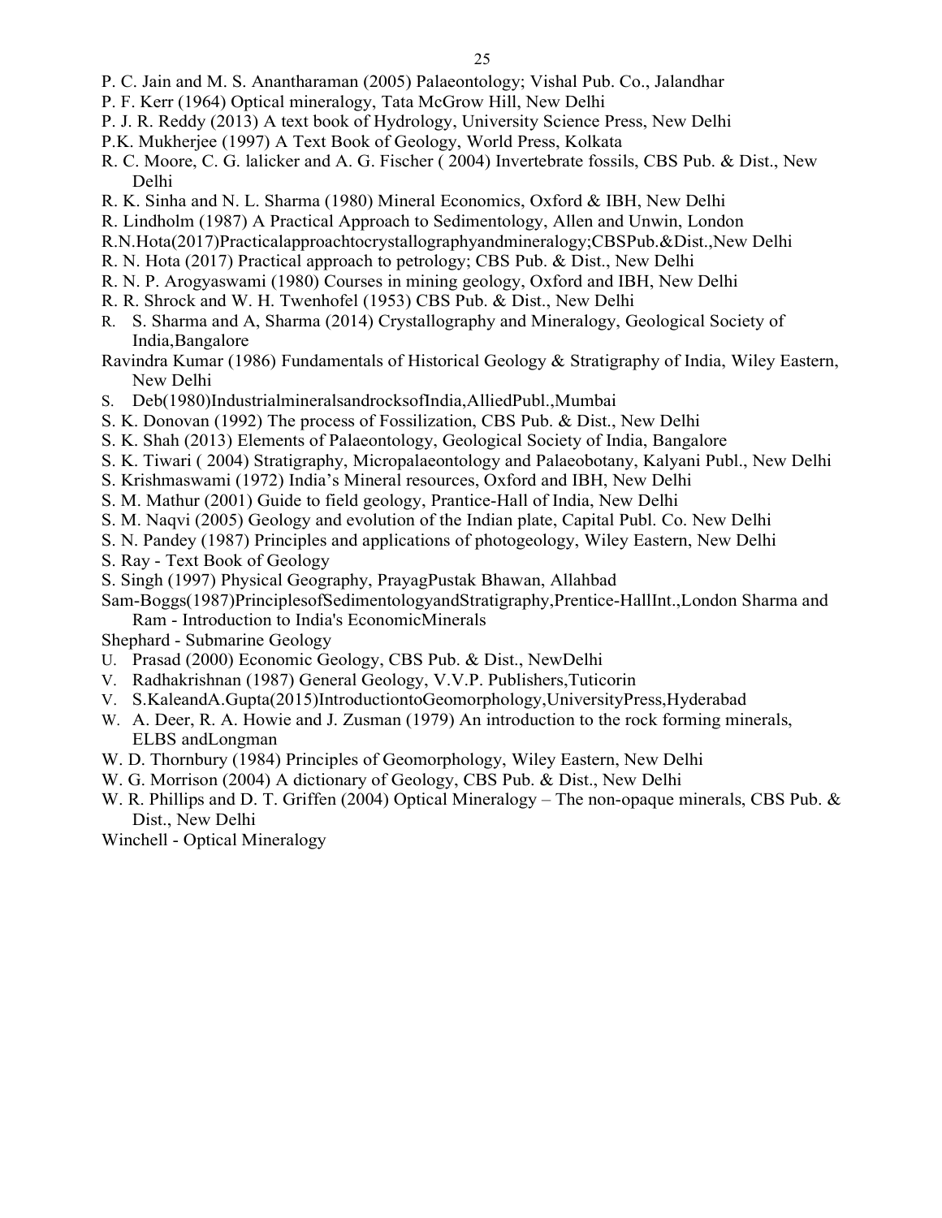P. C. Jain and M. S. Anantharaman (2005) Palaeontology; Vishal Pub. Co., Jalandhar

P. F. Kerr (1964) Optical mineralogy, Tata McGrow Hill, New Delhi

P. J. R. Reddy (2013) A text book of Hydrology, University Science Press, New Delhi

P.K. Mukherjee (1997) A Text Book of Geology, World Press, Kolkata

R. C. Moore, C. G. lalicker and A. G. Fischer ( 2004) Invertebrate fossils, CBS Pub. & Dist., New Delhi

R. K. Sinha and N. L. Sharma (1980) Mineral Economics, Oxford & IBH, New Delhi

R. Lindholm (1987) A Practical Approach to Sedimentology, Allen and Unwin, London

R.N.Hota(2017)Practicalapproachtocrystallographyandmineralogy;CBSPub.&Dist.,New Delhi

R. N. Hota (2017) Practical approach to petrology; CBS Pub. & Dist., New Delhi

R. N. P. Arogyaswami (1980) Courses in mining geology, Oxford and IBH, New Delhi

R. R. Shrock and W. H. Twenhofel (1953) CBS Pub. & Dist., New Delhi

R. S. Sharma and A, Sharma (2014) Crystallography and Mineralogy, Geological Society of India,Bangalore

Ravindra Kumar (1986) Fundamentals of Historical Geology & Stratigraphy of India, Wiley Eastern, New Delhi

S. Deb(1980)IndustrialmineralsandrocksofIndia,AlliedPubl.,Mumbai

S. K. Donovan (1992) The process of Fossilization, CBS Pub. & Dist., New Delhi

S. K. Shah (2013) Elements of Palaeontology, Geological Society of India, Bangalore

S. K. Tiwari ( 2004) Stratigraphy, Micropalaeontology and Palaeobotany, Kalyani Publ., New Delhi

S. Krishmaswami (1972) India's Mineral resources, Oxford and IBH, New Delhi

S. M. Mathur (2001) Guide to field geology, Prantice-Hall of India, New Delhi

S. M. Naqvi (2005) Geology and evolution of the Indian plate, Capital Publ. Co. New Delhi

S. N. Pandey (1987) Principles and applications of photogeology, Wiley Eastern, New Delhi

S. Ray - Text Book of Geology

S. Singh (1997) Physical Geography, PrayagPustak Bhawan, Allahbad

Sam-Boggs(1987)PrinciplesofSedimentologyandStratigraphy,Prentice-HallInt.,London Sharma and Ram - Introduction to India's EconomicMinerals

Shephard - Submarine Geology

U. Prasad (2000) Economic Geology, CBS Pub. & Dist., NewDelhi

V. Radhakrishnan (1987) General Geology, V.V.P. Publishers,Tuticorin

V. S.KaleandA.Gupta(2015)IntroductiontoGeomorphology,UniversityPress,Hyderabad

W. A. Deer, R. A. Howie and J. Zusman (1979) An introduction to the rock forming minerals, ELBS andLongman

W. D. Thornbury (1984) Principles of Geomorphology, Wiley Eastern, New Delhi

W. G. Morrison (2004) A dictionary of Geology, CBS Pub. & Dist., New Delhi

W. R. Phillips and D. T. Griffen (2004) Optical Mineralogy – The non-opaque minerals, CBS Pub. & Dist., New Delhi

Winchell - Optical Mineralogy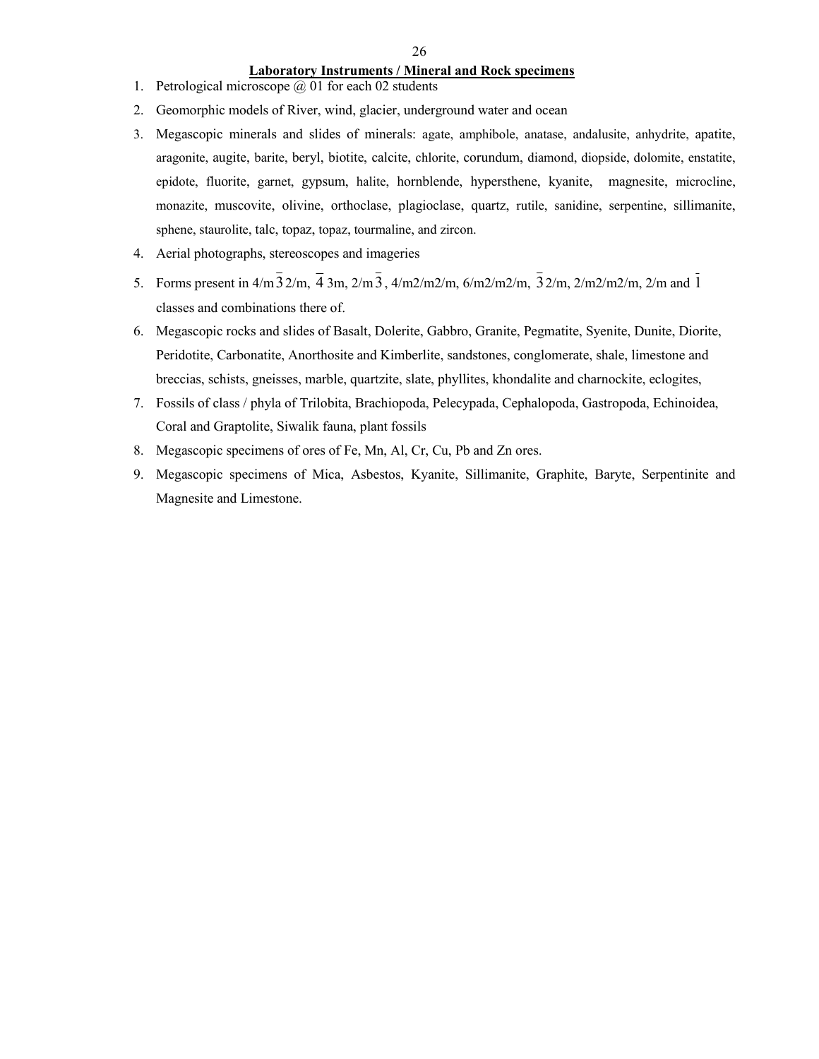## Laboratory Instruments / Mineral and Rock specimens

1. Petrological microscope @ 01 for each 02 students
2. Geomorphic models of River, wind, glacier, underground water and ocean
3. Megascopic minerals and slides of minerals: agate, amphibole, anatase, andalusite, anhydrite, apatite, aragonite, augite, barite, beryl, biotite, calcite, chlorite, corundum, diamond, diopside, dolomite, enstatite, epidote, fluorite, garnet, gypsum, halite, hornblende, hypersthene, kyanite, magnesite, microcline, monazite, muscovite, olivine, orthoclase, plagioclase, quartz, rutile, sanidine, serpentine, sillimanite, sphene, staurolite, talc, topaz, topaz, tourmaline, and zircon.
4. Aerial photographs, stereoscopes and imageries
5. Forms present in $4/m\bar{3}2/m$, $\bar{4}3m$, $2/m\bar{3}$, $4/m2/m2/m$, $6/m2/m2/m$, $\bar{3}2/m$, $2/m2/m2/m$, $2/m$ and $\bar{1}$ classes and combinations there of.
6. Megascopic rocks and slides of Basalt, Dolerite, Gabbro, Granite, Pegmatite, Syenite, Dunite, Diorite, Peridotite, Carbonatite, Anorthosite and Kimberlite, sandstones, conglomerate, shale, limestone and breccias, schists, gneisses, marble, quartzite, slate, phyllites, khondalite and charnockite, eclogites,
7. Fossils of class / phyla of Trilobita, Brachiopoda, Pelecypada, Cephalopoda, Gastropoda, Echinoidea, Coral and Graptolite, Siwalik fauna, plant fossils
8. Megascopic specimens of ores of Fe, Mn, Al, Cr, Cu, Pb and Zn ores.
9. Megascopic specimens of Mica, Asbestos, Kyanite, Sillimanite, Graphite, Baryte, Serpentinite and Magnesite and Limestone.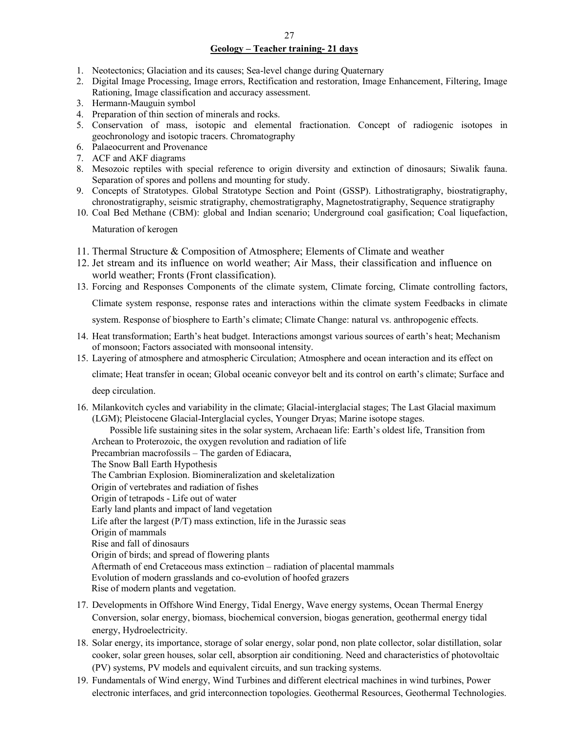## Geology – Teacher training- 21 days

1. Neotectonics; Glaciation and its causes; Sea-level change during Quaternary
2. Digital Image Processing, Image errors, Rectification and restoration, Image Enhancement, Filtering, Image Rationing, Image classification and accuracy assessment.
3. Hermann-Mauguin symbol
4. Preparation of thin section of minerals and rocks.
5. Conservation of mass, isotopic and elemental fractionation. Concept of radiogenic isotopes in geochronology and isotopic tracers. Chromatography
6. Palaeocurrent and Provenance
7. ACF and AKF diagrams
8. Mesozoic reptiles with special reference to origin diversity and extinction of dinosaurs; Siwalik fauna. Separation of spores and pollens and mounting for study.
9. Concepts of Stratotypes. Global Stratotype Section and Point (GSSP). Lithostratigraphy, biostratigraphy, chronostratigraphy, seismic stratigraphy, chemostratigraphy, Magnetostratigraphy, Sequence stratigraphy
10. Coal Bed Methane (CBM): global and Indian scenario; Underground coal gasification; Coal liquefaction, Maturation of kerogen
11. Thermal Structure & Composition of Atmosphere; Elements of Climate and weather
12. Jet stream and its influence on world weather; Air Mass, their classification and influence on world weather; Fronts (Front classification).
13. Forcing and Responses Components of the climate system, Climate forcing, Climate controlling factors, Climate system response, response rates and interactions within the climate system Feedbacks in climate system. Response of biosphere to Earth's climate; Climate Change: natural vs. anthropogenic effects.
14. Heat transformation; Earth's heat budget. Interactions amongst various sources of earth's heat; Mechanism of monsoon; Factors associated with monsoonal intensity.
15. Layering of atmosphere and atmospheric Circulation; Atmosphere and ocean interaction and its effect on climate; Heat transfer in ocean; Global oceanic conveyor belt and its control on earth's climate; Surface and deep circulation.
16. Milankovitch cycles and variability in the climate; Glacial-interglacial stages; The Last Glacial maximum (LGM); Pleistocene Glacial-Interglacial cycles, Younger Dryas; Marine isotope stages.
    Possible life sustaining sites in the solar system, Archaean life: Earth's oldest life, Transition from Archean to Proterozoic, the oxygen revolution and radiation of life
    Precambrian macrofossils – The garden of Ediacara,
    The Snow Ball Earth Hypothesis
    The Cambrian Explosion. Biomineralization and skeletalization
    Origin of vertebrates and radiation of fishes
    Origin of tetrapods - Life out of water
    Early land plants and impact of land vegetation
    Life after the largest (P/T) mass extinction, life in the Jurassic seas
    Origin of mammals
    Rise and fall of dinosaurs
    Origin of birds; and spread of flowering plants
    Aftermath of end Cretaceous mass extinction – radiation of placental mammals
    Evolution of modern grasslands and co-evolution of hoofed grazers
    Rise of modern plants and vegetation.
17. Developments in Offshore Wind Energy, Tidal Energy, Wave energy systems, Ocean Thermal Energy Conversion, solar energy, biomass, biochemical conversion, biogas generation, geothermal energy tidal energy, Hydroelectricity.
18. Solar energy, its importance, storage of solar energy, solar pond, non plate collector, solar distillation, solar cooker, solar green houses, solar cell, absorption air conditioning. Need and characteristics of photovoltaic (PV) systems, PV models and equivalent circuits, and sun tracking systems.
19. Fundamentals of Wind energy, Wind Turbines and different electrical machines in wind turbines, Power electronic interfaces, and grid interconnection topologies. Geothermal Resources, Geothermal Technologies.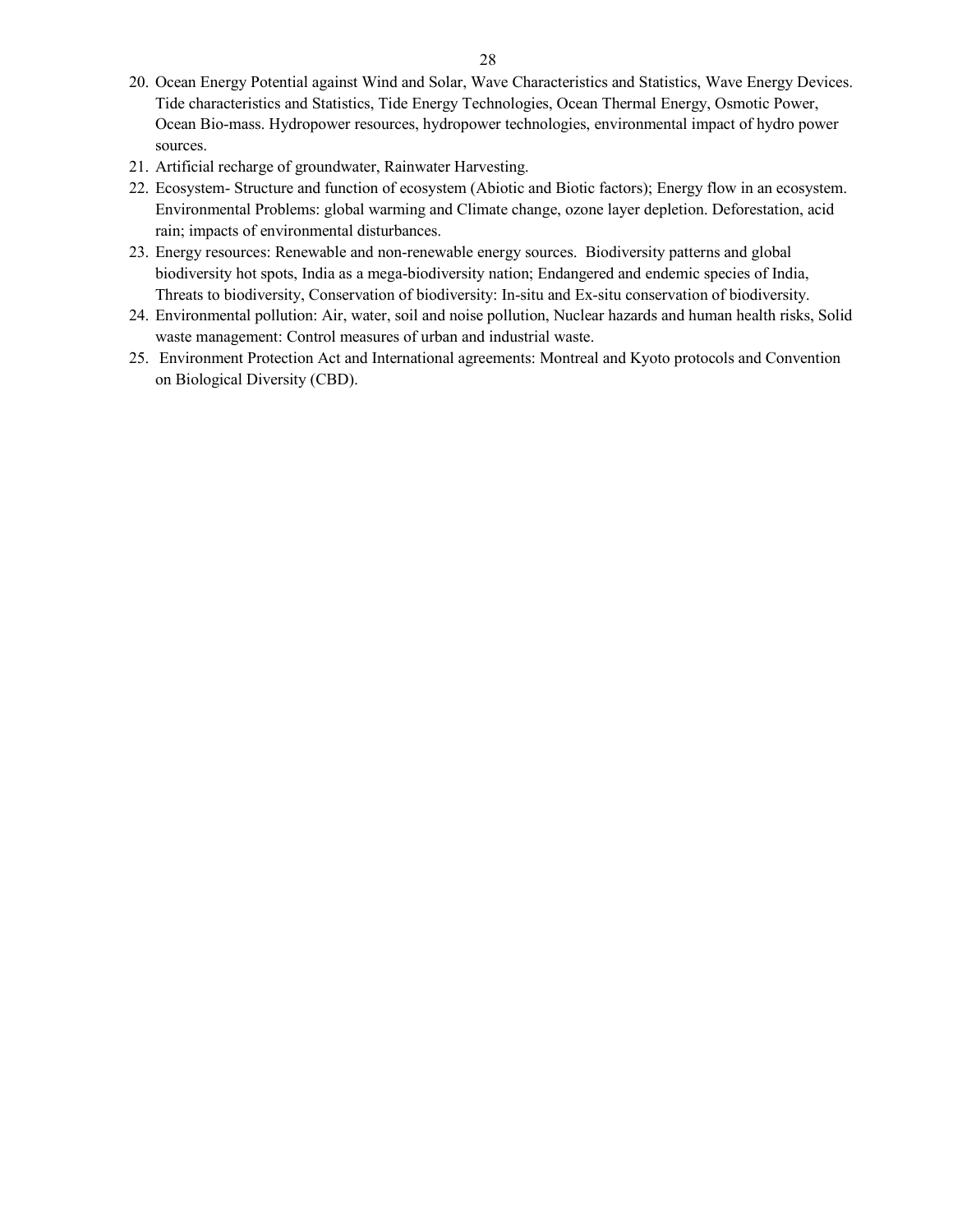20. Ocean Energy Potential against Wind and Solar, Wave Characteristics and Statistics, Wave Energy Devices. Tide characteristics and Statistics, Tide Energy Technologies, Ocean Thermal Energy, Osmotic Power, Ocean Bio-mass. Hydropower resources, hydropower technologies, environmental impact of hydro power sources.
21. Artificial recharge of groundwater, Rainwater Harvesting.
22. Ecosystem- Structure and function of ecosystem (Abiotic and Biotic factors); Energy flow in an ecosystem. Environmental Problems: global warming and Climate change, ozone layer depletion. Deforestation, acid rain; impacts of environmental disturbances.
23. Energy resources: Renewable and non-renewable energy sources. Biodiversity patterns and global biodiversity hot spots, India as a mega-biodiversity nation; Endangered and endemic species of India, Threats to biodiversity, Conservation of biodiversity: In-situ and Ex-situ conservation of biodiversity.
24. Environmental pollution: Air, water, soil and noise pollution, Nuclear hazards and human health risks, Solid waste management: Control measures of urban and industrial waste.
25. Environment Protection Act and International agreements: Montreal and Kyoto protocols and Convention on Biological Diversity (CBD).